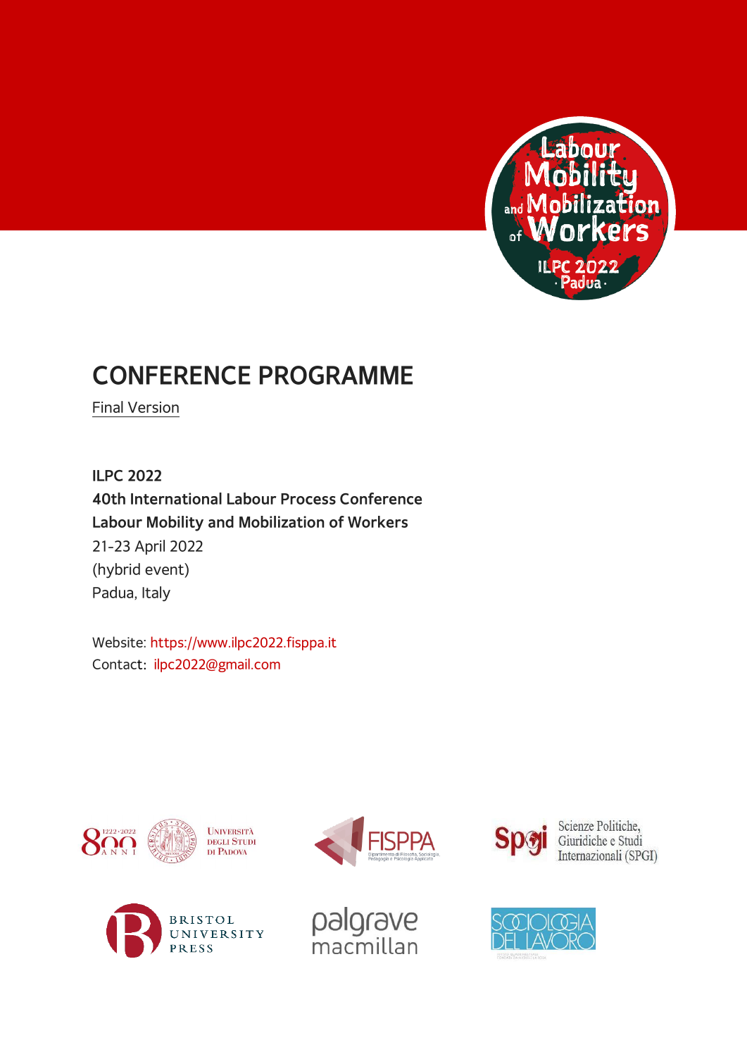# CONFERENCE PROGRAMME

Final Version

**ILPC 2022**
**40th International Labour Process Conference**
**Labour Mobility and Mobilization of Workers**
21-23 April 2022
(hybrid event)
Padua, Italy

Website: https://www.ilpc2022.fisppa.it
Contact: ilpc2022@gmail.com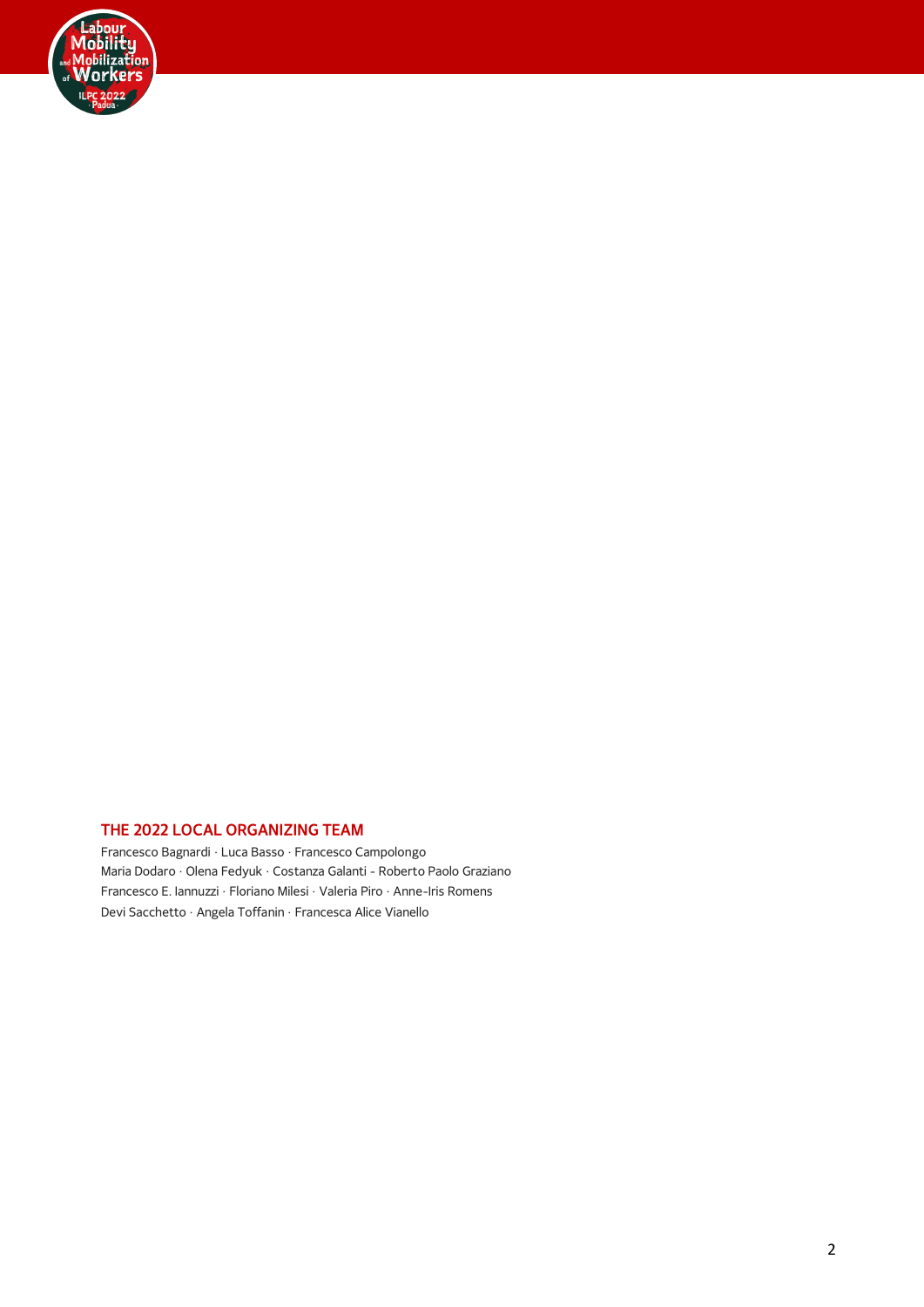## THE 2022 LOCAL ORGANIZING TEAM

Francesco Bagnardi · Luca Basso · Francesco Campolongo
Maria Dodaro · Olena Fedyuk · Costanza Galanti - Roberto Paolo Graziano
Francesco E. Iannuzzi · Floriano Milesi · Valeria Piro · Anne-Iris Romens
Devi Sacchetto · Angela Toffanin · Francesca Alice Vianello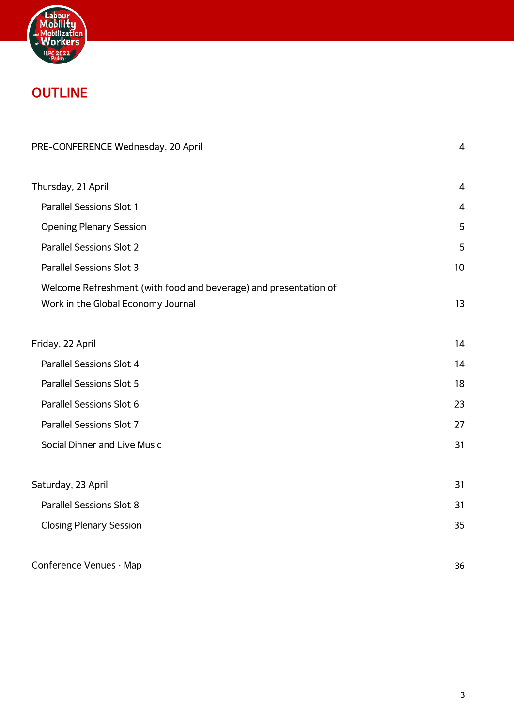# OUTLINE

| | |
|---|---|
| PRE-CONFERENCE Wednesday, 20 April | 4 |
| Thursday, 21 April | 4 |
| Parallel Sessions Slot 1 | 4 |
| Opening Plenary Session | 5 |
| Parallel Sessions Slot 2 | 5 |
| Parallel Sessions Slot 3 | 10 |
| Welcome Refreshment (with food and beverage) and presentation of Work in the Global Economy Journal | 13 |
| Friday, 22 April | 14 |
| Parallel Sessions Slot 4 | 14 |
| Parallel Sessions Slot 5 | 18 |
| Parallel Sessions Slot 6 | 23 |
| Parallel Sessions Slot 7 | 27 |
| Social Dinner and Live Music | 31 |
| Saturday, 23 April | 31 |
| Parallel Sessions Slot 8 | 31 |
| Closing Plenary Session | 35 |
| Conference Venues · Map | 36 |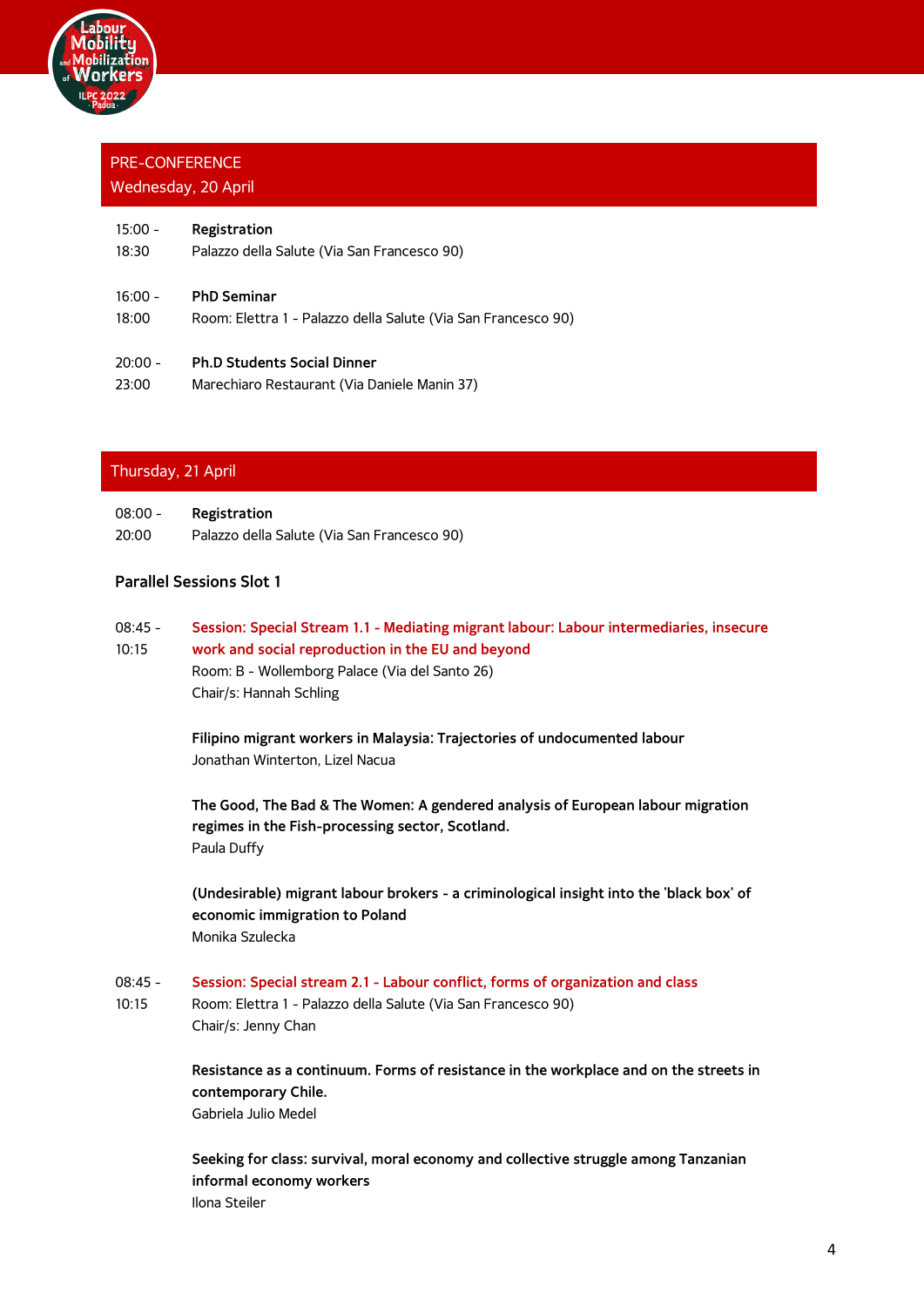## PRE-CONFERENCE
## Wednesday, 20 April

15:00 - 18:30 **Registration**
Palazzo della Salute (Via San Francesco 90)

16:00 - 18:00 **PhD Seminar**
Room: Elettra 1 - Palazzo della Salute (Via San Francesco 90)

20:00 - 23:00 **Ph.D Students Social Dinner**
Marechiaro Restaurant (Via Daniele Manin 37)

## Thursday, 21 April

08:00 - 20:00 **Registration**
Palazzo della Salute (Via San Francesco 90)

### Parallel Sessions Slot 1

08:45 - 10:15 **Session: Special Stream 1.1 - Mediating migrant labour: Labour intermediaries, insecure work and social reproduction in the EU and beyond**
Room: B - Wollemborg Palace (Via del Santo 26)
Chair/s: Hannah Schling

**Filipino migrant workers in Malaysia: Trajectories of undocumented labour**
Jonathan Winterton, Lizel Nacua

**The Good, The Bad & The Women: A gendered analysis of European labour migration regimes in the Fish-processing sector, Scotland.**
Paula Duffy

**(Undesirable) migrant labour brokers - a criminological insight into the 'black box' of economic immigration to Poland**
Monika Szulecka

08:45 - 10:15 **Session: Special stream 2.1 - Labour conflict, forms of organization and class**
Room: Elettra 1 - Palazzo della Salute (Via San Francesco 90)
Chair/s: Jenny Chan

**Resistance as a continuum. Forms of resistance in the workplace and on the streets in contemporary Chile.**
Gabriela Julio Medel

**Seeking for class: survival, moral economy and collective struggle among Tanzanian informal economy workers**
Ilona Steiler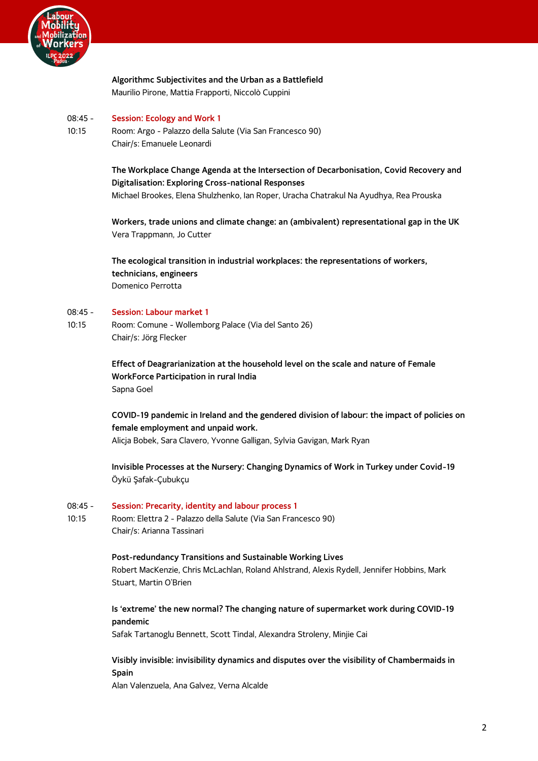**Algorithmc Subjectivites and the Urban as a Battlefield**
Maurilio Pirone, Mattia Frapporti, Niccolò Cuppini

08:45 - 10:15 **Session: Ecology and Work 1**
Room: Argo - Palazzo della Salute (Via San Francesco 90)
Chair/s: Emanuele Leonardi

**The Workplace Change Agenda at the Intersection of Decarbonisation, Covid Recovery and Digitalisation: Exploring Cross-national Responses**
Michael Brookes, Elena Shulzhenko, Ian Roper, Uracha Chatrakul Na Ayudhya, Rea Prouska

**Workers, trade unions and climate change: an (ambivalent) representational gap in the UK**
Vera Trappmann, Jo Cutter

**The ecological transition in industrial workplaces: the representations of workers, technicians, engineers**
Domenico Perrotta

08:45 - 10:15 **Session: Labour market 1**
Room: Comune - Wollemborg Palace (Via del Santo 26)
Chair/s: Jörg Flecker

**Effect of Deagrarianization at the household level on the scale and nature of Female WorkForce Participation in rural India**
Sapna Goel

**COVID-19 pandemic in Ireland and the gendered division of labour: the impact of policies on female employment and unpaid work.**
Alicja Bobek, Sara Clavero, Yvonne Galligan, Sylvia Gavigan, Mark Ryan

**Invisible Processes at the Nursery: Changing Dynamics of Work in Turkey under Covid-19**
Öykü Şafak-Çubukçu

08:45 - 10:15 **Session: Precarity, identity and labour process 1**
Room: Elettra 2 - Palazzo della Salute (Via San Francesco 90)
Chair/s: Arianna Tassinari

**Post-redundancy Transitions and Sustainable Working Lives**
Robert MacKenzie, Chris McLachlan, Roland Ahlstrand, Alexis Rydell, Jennifer Hobbins, Mark Stuart, Martin O'Brien

**Is 'extreme' the new normal? The changing nature of supermarket work during COVID-19 pandemic**
Safak Tartanoglu Bennett, Scott Tindal, Alexandra Stroleny, Minjie Cai

**Visibly invisible: invisibility dynamics and disputes over the visibility of Chambermaids in Spain**
Alan Valenzuela, Ana Galvez, Verna Alcalde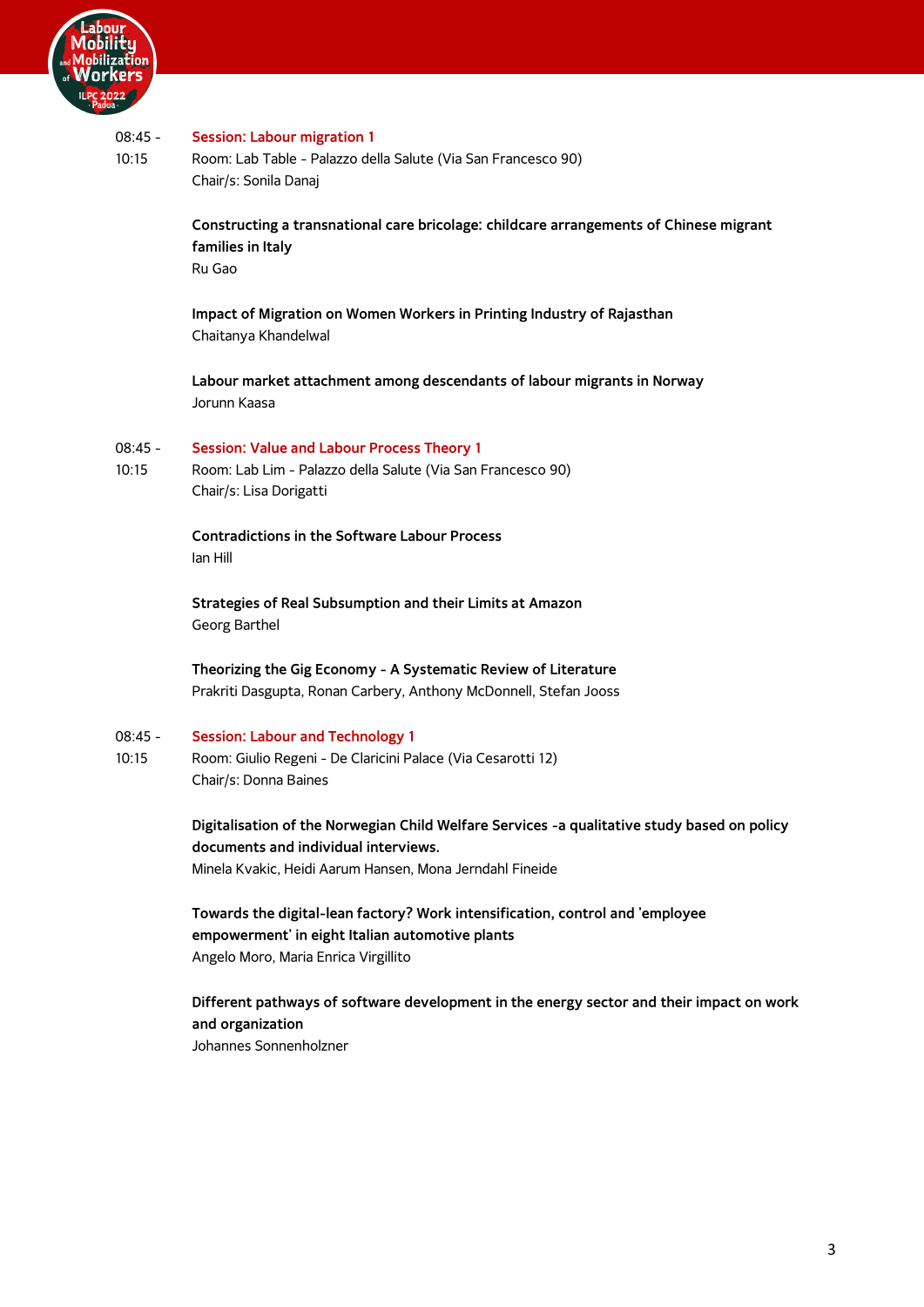08:45 - 10:15

## Session: Labour migration 1

Room: Lab Table - Palazzo della Salute (Via San Francesco 90)
Chair/s: Sonila Danaj

**Constructing a transnational care bricolage: childcare arrangements of Chinese migrant families in Italy**
Ru Gao

**Impact of Migration on Women Workers in Printing Industry of Rajasthan**
Chaitanya Khandelwal

**Labour market attachment among descendants of labour migrants in Norway**
Jorunn Kaasa

08:45 - 10:15

## Session: Value and Labour Process Theory 1

Room: Lab Lim - Palazzo della Salute (Via San Francesco 90)
Chair/s: Lisa Dorigatti

**Contradictions in the Software Labour Process**
Ian Hill

**Strategies of Real Subsumption and their Limits at Amazon**
Georg Barthel

**Theorizing the Gig Economy - A Systematic Review of Literature**
Prakriti Dasgupta, Ronan Carbery, Anthony McDonnell, Stefan Jooss

08:45 - 10:15

## Session: Labour and Technology 1

Room: Giulio Regeni - De Claricini Palace (Via Cesarotti 12)
Chair/s: Donna Baines

**Digitalisation of the Norwegian Child Welfare Services -a qualitative study based on policy documents and individual interviews.**
Minela Kvakic, Heidi Aarum Hansen, Mona Jerndahl Fineide

**Towards the digital-lean factory? Work intensification, control and 'employee empowerment' in eight Italian automotive plants**
Angelo Moro, Maria Enrica Virgillito

**Different pathways of software development in the energy sector and their impact on work and organization**
Johannes Sonnenholzner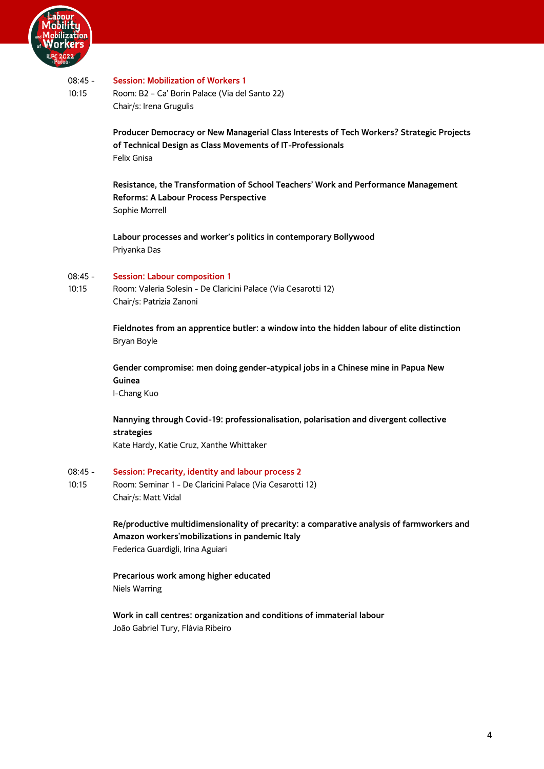08:45 - 10:15

## Session: Mobilization of Workers 1

Room: B2 – Ca' Borin Palace (Via del Santo 22)
Chair/s: Irena Grugulis

**Producer Democracy or New Managerial Class Interests of Tech Workers? Strategic Projects of Technical Design as Class Movements of IT-Professionals**
Felix Gnisa

**Resistance, the Transformation of School Teachers' Work and Performance Management Reforms: A Labour Process Perspective**
Sophie Morrell

**Labour processes and worker's politics in contemporary Bollywood**
Priyanka Das

08:45 - 10:15

## Session: Labour composition 1

Room: Valeria Solesin - De Claricini Palace (Via Cesarotti 12)
Chair/s: Patrizia Zanoni

**Fieldnotes from an apprentice butler: a window into the hidden labour of elite distinction**
Bryan Boyle

**Gender compromise: men doing gender-atypical jobs in a Chinese mine in Papua New Guinea**
I-Chang Kuo

**Nannying through Covid-19: professionalisation, polarisation and divergent collective strategies**
Kate Hardy, Katie Cruz, Xanthe Whittaker

08:45 - 10:15

## Session: Precarity, identity and labour process 2

Room: Seminar 1 - De Claricini Palace (Via Cesarotti 12)
Chair/s: Matt Vidal

**Re/productive multidimensionality of precarity: a comparative analysis of farmworkers and Amazon workers'mobilizations in pandemic Italy**
Federica Guardigli, Irina Aguiari

**Precarious work among higher educated**
Niels Warring

**Work in call centres: organization and conditions of immaterial labour**
João Gabriel Tury, Flávia Ribeiro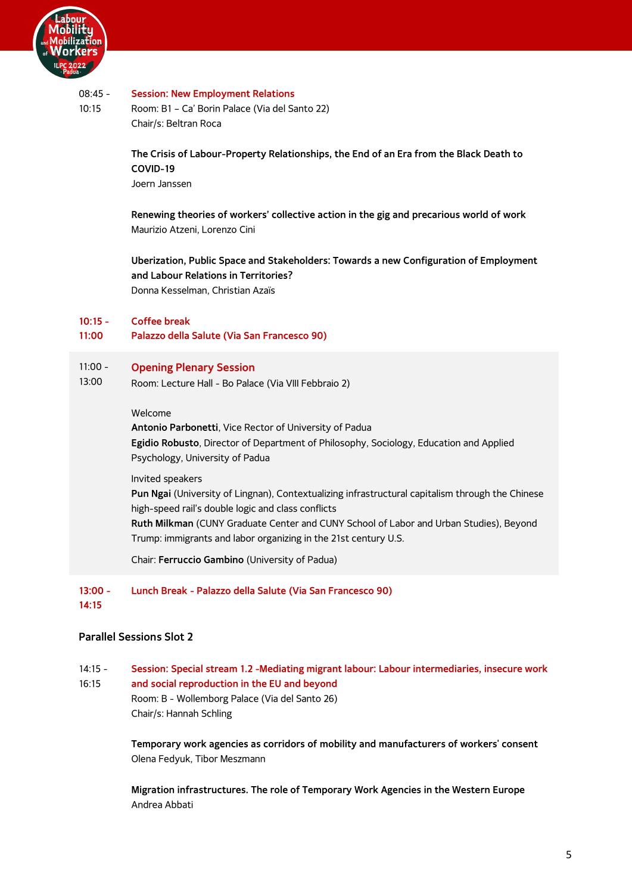08:45 - 10:15

**Session: New Employment Relations**
Room: B1 – Ca' Borin Palace (Via del Santo 22)
Chair/s: Beltran Roca

**The Crisis of Labour-Property Relationships, the End of an Era from the Black Death to COVID-19**
Joern Janssen

**Renewing theories of workers' collective action in the gig and precarious world of work**
Maurizio Atzeni, Lorenzo Cini

**Uberization, Public Space and Stakeholders: Towards a new Configuration of Employment and Labour Relations in Territories?**
Donna Kesselman, Christian Azaïs

**10:15 - 11:00**

**Coffee break**
**Palazzo della Salute (Via San Francesco 90)**

11:00 - 13:00

**Opening Plenary Session**
Room: Lecture Hall - Bo Palace (Via VIII Febbraio 2)

Welcome
**Antonio Parbonetti**, Vice Rector of University of Padua
**Egidio Robusto**, Director of Department of Philosophy, Sociology, Education and Applied Psychology, University of Padua

Invited speakers
**Pun Ngai** (University of Lingnan), Contextualizing infrastructural capitalism through the Chinese high-speed rail's double logic and class conflicts
**Ruth Milkman** (CUNY Graduate Center and CUNY School of Labor and Urban Studies), Beyond Trump: immigrants and labor organizing in the 21st century U.S.

Chair: **Ferruccio Gambino** (University of Padua)

**13:00 - 14:15**

**Lunch Break - Palazzo della Salute (Via San Francesco 90)**

## Parallel Sessions Slot 2

14:15 - 16:15

**Session: Special stream 1.2 -Mediating migrant labour: Labour intermediaries, insecure work and social reproduction in the EU and beyond**
Room: B - Wollemborg Palace (Via del Santo 26)
Chair/s: Hannah Schling

**Temporary work agencies as corridors of mobility and manufacturers of workers' consent**
Olena Fedyuk, Tibor Meszmann

**Migration infrastructures. The role of Temporary Work Agencies in the Western Europe**
Andrea Abbati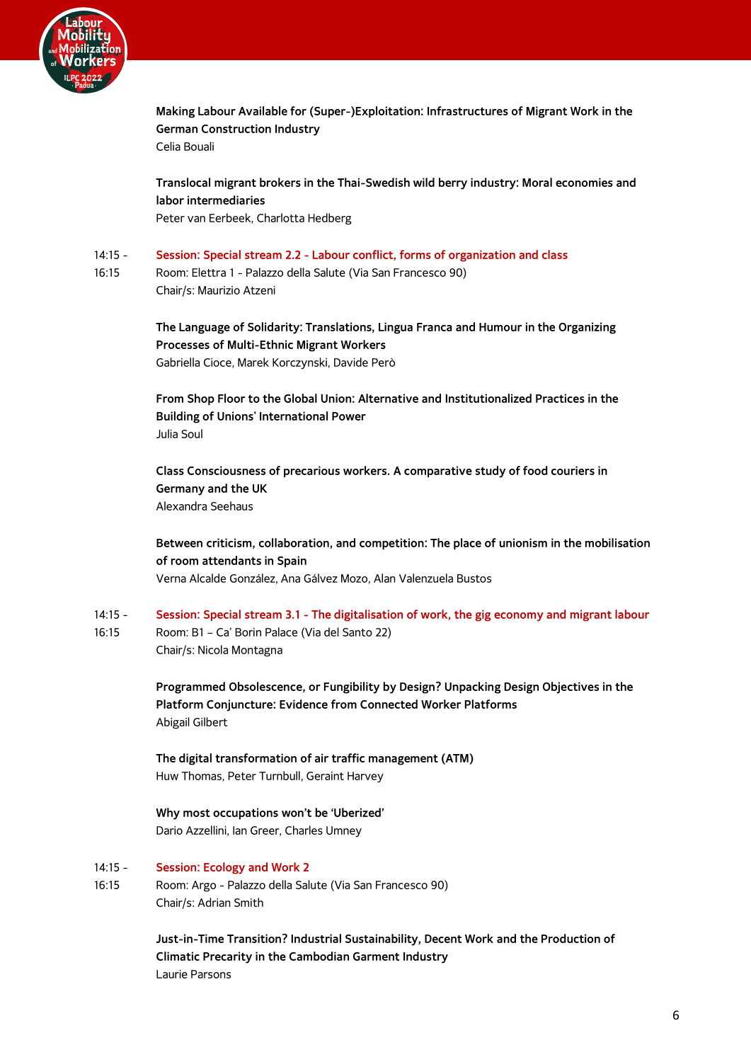**Making Labour Available for (Super-)Exploitation: Infrastructures of Migrant Work in the German Construction Industry**
Celia Bouali

**Translocal migrant brokers in the Thai-Swedish wild berry industry: Moral economies and labor intermediaries**
Peter van Eerbeek, Charlotta Hedberg

14:15 - 16:15 **Session: Special stream 2.2 - Labour conflict, forms of organization and class**
Room: Elettra 1 - Palazzo della Salute (Via San Francesco 90)
Chair/s: Maurizio Atzeni

**The Language of Solidarity: Translations, Lingua Franca and Humour in the Organizing Processes of Multi-Ethnic Migrant Workers**
Gabriella Cioce, Marek Korczynski, Davide Però

**From Shop Floor to the Global Union: Alternative and Institutionalized Practices in the Building of Unions' International Power**
Julia Soul

**Class Consciousness of precarious workers. A comparative study of food couriers in Germany and the UK**
Alexandra Seehaus

**Between criticism, collaboration, and competition: The place of unionism in the mobilisation of room attendants in Spain**
Verna Alcalde González, Ana Gálvez Mozo, Alan Valenzuela Bustos

14:15 - 16:15 **Session: Special stream 3.1 - The digitalisation of work, the gig economy and migrant labour**
Room: B1 – Ca' Borin Palace (Via del Santo 22)
Chair/s: Nicola Montagna

**Programmed Obsolescence, or Fungibility by Design? Unpacking Design Objectives in the Platform Conjuncture: Evidence from Connected Worker Platforms**
Abigail Gilbert

**The digital transformation of air traffic management (ATM)**
Huw Thomas, Peter Turnbull, Geraint Harvey

**Why most occupations won't be 'Uberized'**
Dario Azzellini, Ian Greer, Charles Umney

14:15 - 16:15 **Session: Ecology and Work 2**
Room: Argo - Palazzo della Salute (Via San Francesco 90)
Chair/s: Adrian Smith

**Just-in-Time Transition? Industrial Sustainability, Decent Work and the Production of Climatic Precarity in the Cambodian Garment Industry**
Laurie Parsons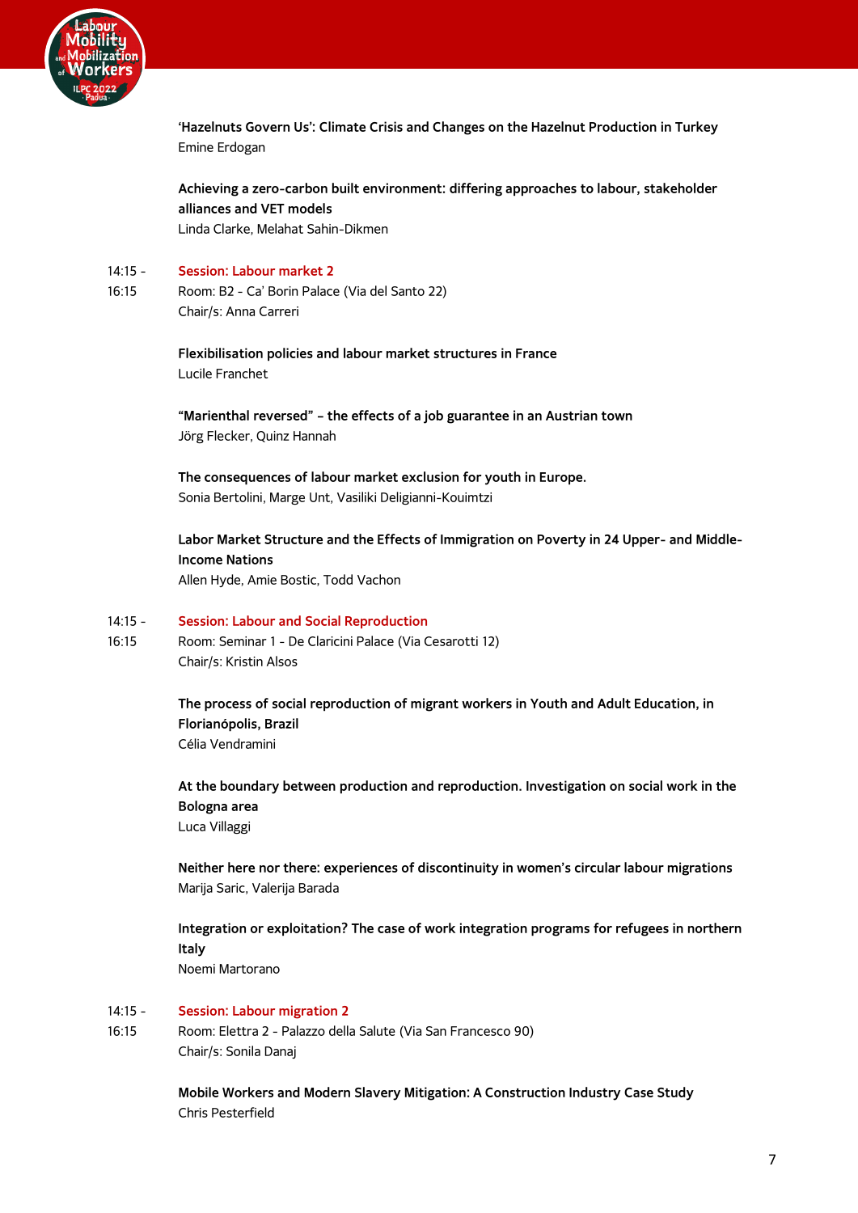**'Hazelnuts Govern Us': Climate Crisis and Changes on the Hazelnut Production in Turkey**
Emine Erdogan

**Achieving a zero-carbon built environment: differing approaches to labour, stakeholder alliances and VET models**
Linda Clarke, Melahat Sahin-Dikmen

14:15 - 16:15 **Session: Labour market 2**
Room: B2 - Ca' Borin Palace (Via del Santo 22)
Chair/s: Anna Carreri

**Flexibilisation policies and labour market structures in France**
Lucile Franchet

**"Marienthal reversed" – the effects of a job guarantee in an Austrian town**
Jörg Flecker, Quinz Hannah

**The consequences of labour market exclusion for youth in Europe.**
Sonia Bertolini, Marge Unt, Vasiliki Deligianni-Kouimtzi

**Labor Market Structure and the Effects of Immigration on Poverty in 24 Upper- and Middle-Income Nations**
Allen Hyde, Amie Bostic, Todd Vachon

14:15 - 16:15 **Session: Labour and Social Reproduction**
Room: Seminar 1 - De Claricini Palace (Via Cesarotti 12)
Chair/s: Kristin Alsos

**The process of social reproduction of migrant workers in Youth and Adult Education, in Florianópolis, Brazil**
Célia Vendramini

**At the boundary between production and reproduction. Investigation on social work in the Bologna area**
Luca Villaggi

**Neither here nor there: experiences of discontinuity in women's circular labour migrations**
Marija Saric, Valerija Barada

**Integration or exploitation? The case of work integration programs for refugees in northern Italy**
Noemi Martorano

14:15 - 16:15 **Session: Labour migration 2**
Room: Elettra 2 - Palazzo della Salute (Via San Francesco 90)
Chair/s: Sonila Danaj

**Mobile Workers and Modern Slavery Mitigation: A Construction Industry Case Study**
Chris Pesterfield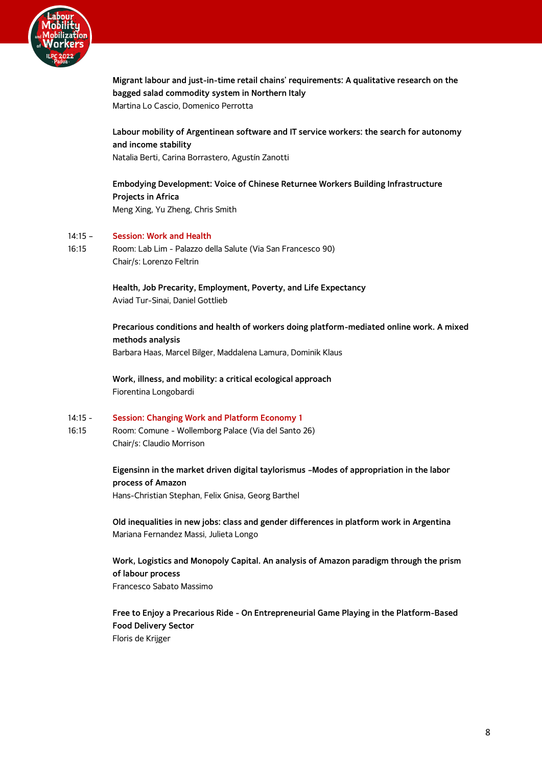**Migrant labour and just-in-time retail chains' requirements: A qualitative research on the bagged salad commodity system in Northern Italy**
Martina Lo Cascio, Domenico Perrotta

**Labour mobility of Argentinean software and IT service workers: the search for autonomy and income stability**
Natalia Berti, Carina Borrastero, Agustín Zanotti

**Embodying Development: Voice of Chinese Returnee Workers Building Infrastructure Projects in Africa**
Meng Xing, Yu Zheng, Chris Smith

14:15 – 16:15 **Session: Work and Health**
Room: Lab Lim - Palazzo della Salute (Via San Francesco 90)
Chair/s: Lorenzo Feltrin

**Health, Job Precarity, Employment, Poverty, and Life Expectancy**
Aviad Tur-Sinai, Daniel Gottlieb

**Precarious conditions and health of workers doing platform-mediated online work. A mixed methods analysis**
Barbara Haas, Marcel Bilger, Maddalena Lamura, Dominik Klaus

**Work, illness, and mobility: a critical ecological approach**
Fiorentina Longobardi

14:15 - 16:15 **Session: Changing Work and Platform Economy 1**
Room: Comune - Wollemborg Palace (Via del Santo 26)
Chair/s: Claudio Morrison

**Eigensinn in the market driven digital taylorismus –Modes of appropriation in the labor process of Amazon**
Hans-Christian Stephan, Felix Gnisa, Georg Barthel

**Old inequalities in new jobs: class and gender differences in platform work in Argentina**
Mariana Fernandez Massi, Julieta Longo

**Work, Logistics and Monopoly Capital. An analysis of Amazon paradigm through the prism of labour process**
Francesco Sabato Massimo

**Free to Enjoy a Precarious Ride - On Entrepreneurial Game Playing in the Platform-Based Food Delivery Sector**
Floris de Krijger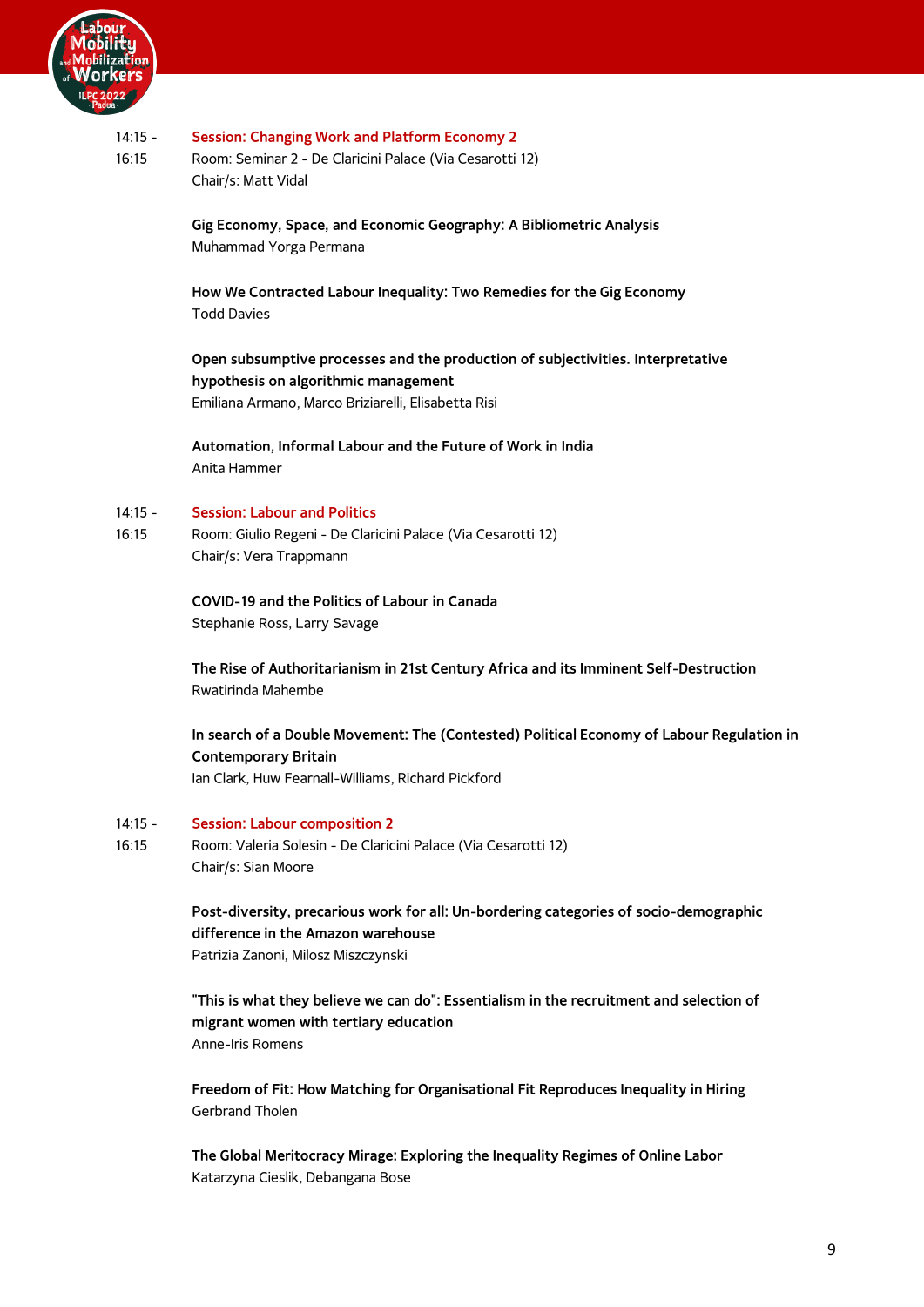14:15 - 16:15

## Session: Changing Work and Platform Economy 2

Room: Seminar 2 - De Claricini Palace (Via Cesarotti 12)
Chair/s: Matt Vidal

**Gig Economy, Space, and Economic Geography: A Bibliometric Analysis**
Muhammad Yorga Permana

**How We Contracted Labour Inequality: Two Remedies for the Gig Economy**
Todd Davies

**Open subsumptive processes and the production of subjectivities. Interpretative hypothesis on algorithmic management**
Emiliana Armano, Marco Briziarelli, Elisabetta Risi

**Automation, Informal Labour and the Future of Work in India**
Anita Hammer

14:15 - 16:15

## Session: Labour and Politics

Room: Giulio Regeni - De Claricini Palace (Via Cesarotti 12)
Chair/s: Vera Trappmann

**COVID-19 and the Politics of Labour in Canada**
Stephanie Ross, Larry Savage

**The Rise of Authoritarianism in 21st Century Africa and its Imminent Self-Destruction**
Rwatirinda Mahembe

**In search of a Double Movement: The (Contested) Political Economy of Labour Regulation in Contemporary Britain**
Ian Clark, Huw Fearnall-Williams, Richard Pickford

14:15 - 16:15

## Session: Labour composition 2

Room: Valeria Solesin - De Claricini Palace (Via Cesarotti 12)
Chair/s: Sian Moore

**Post-diversity, precarious work for all: Un-bordering categories of socio-demographic difference in the Amazon warehouse**
Patrizia Zanoni, Milosz Miszczynski

**"This is what they believe we can do": Essentialism in the recruitment and selection of migrant women with tertiary education**
Anne-Iris Romens

**Freedom of Fit: How Matching for Organisational Fit Reproduces Inequality in Hiring**
Gerbrand Tholen

**The Global Meritocracy Mirage: Exploring the Inequality Regimes of Online Labor**
Katarzyna Cieslik, Debangana Bose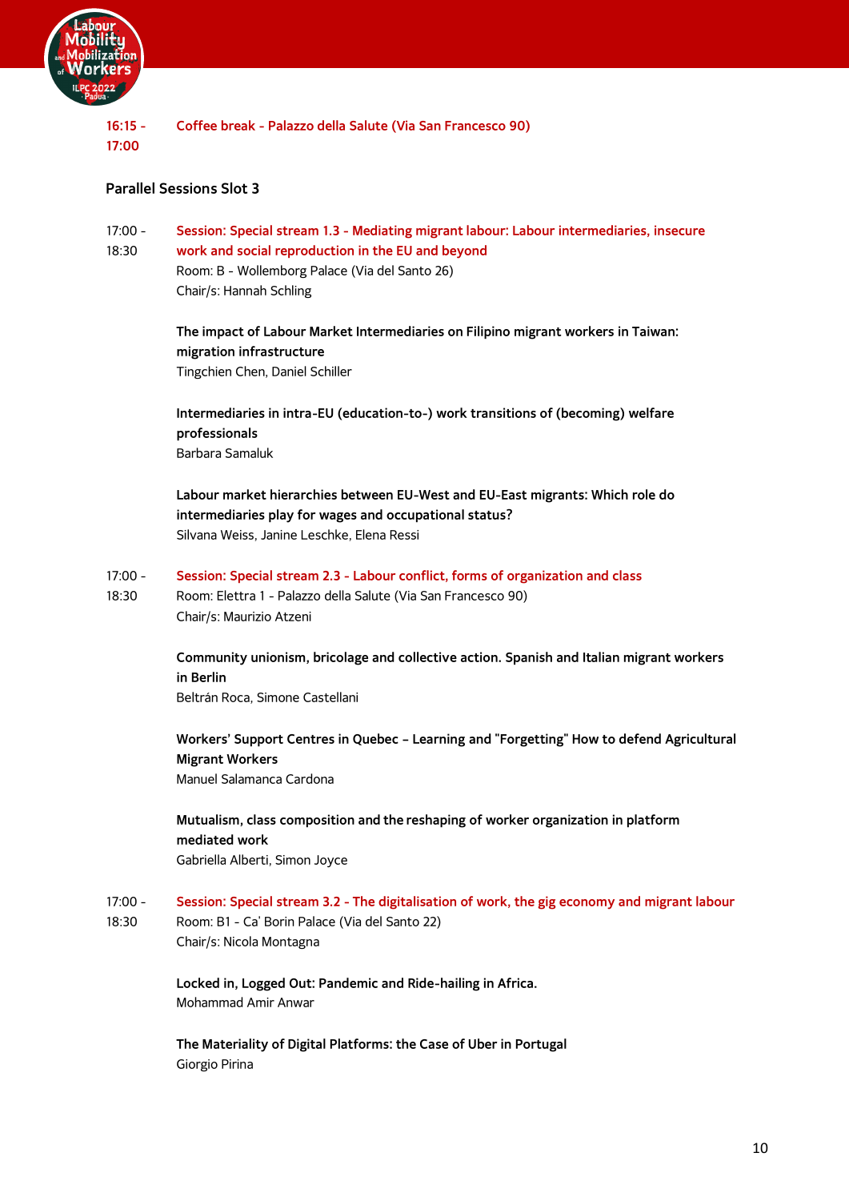**16:15 - 17:00** **Coffee break - Palazzo della Salute (Via San Francesco 90)**

## Parallel Sessions Slot 3

**17:00 - 18:30** **Session: Special stream 1.3 - Mediating migrant labour: Labour intermediaries, insecure work and social reproduction in the EU and beyond**
Room: B - Wollemborg Palace (Via del Santo 26)
Chair/s: Hannah Schling

**The impact of Labour Market Intermediaries on Filipino migrant workers in Taiwan: migration infrastructure**
Tingchien Chen, Daniel Schiller

**Intermediaries in intra-EU (education-to-) work transitions of (becoming) welfare professionals**
Barbara Samaluk

**Labour market hierarchies between EU-West and EU-East migrants: Which role do intermediaries play for wages and occupational status?**
Silvana Weiss, Janine Leschke, Elena Ressi

**17:00 - 18:30** **Session: Special stream 2.3 - Labour conflict, forms of organization and class**
Room: Elettra 1 - Palazzo della Salute (Via San Francesco 90)
Chair/s: Maurizio Atzeni

**Community unionism, bricolage and collective action. Spanish and Italian migrant workers in Berlin**
Beltrán Roca, Simone Castellani

**Workers' Support Centres in Quebec – Learning and "Forgetting" How to defend Agricultural Migrant Workers**
Manuel Salamanca Cardona

**Mutualism, class composition and the reshaping of worker organization in platform mediated work**
Gabriella Alberti, Simon Joyce

**17:00 - 18:30** **Session: Special stream 3.2 - The digitalisation of work, the gig economy and migrant labour**
Room: B1 - Ca' Borin Palace (Via del Santo 22)
Chair/s: Nicola Montagna

**Locked in, Logged Out: Pandemic and Ride-hailing in Africa.**
Mohammad Amir Anwar

**The Materiality of Digital Platforms: the Case of Uber in Portugal**
Giorgio Pirina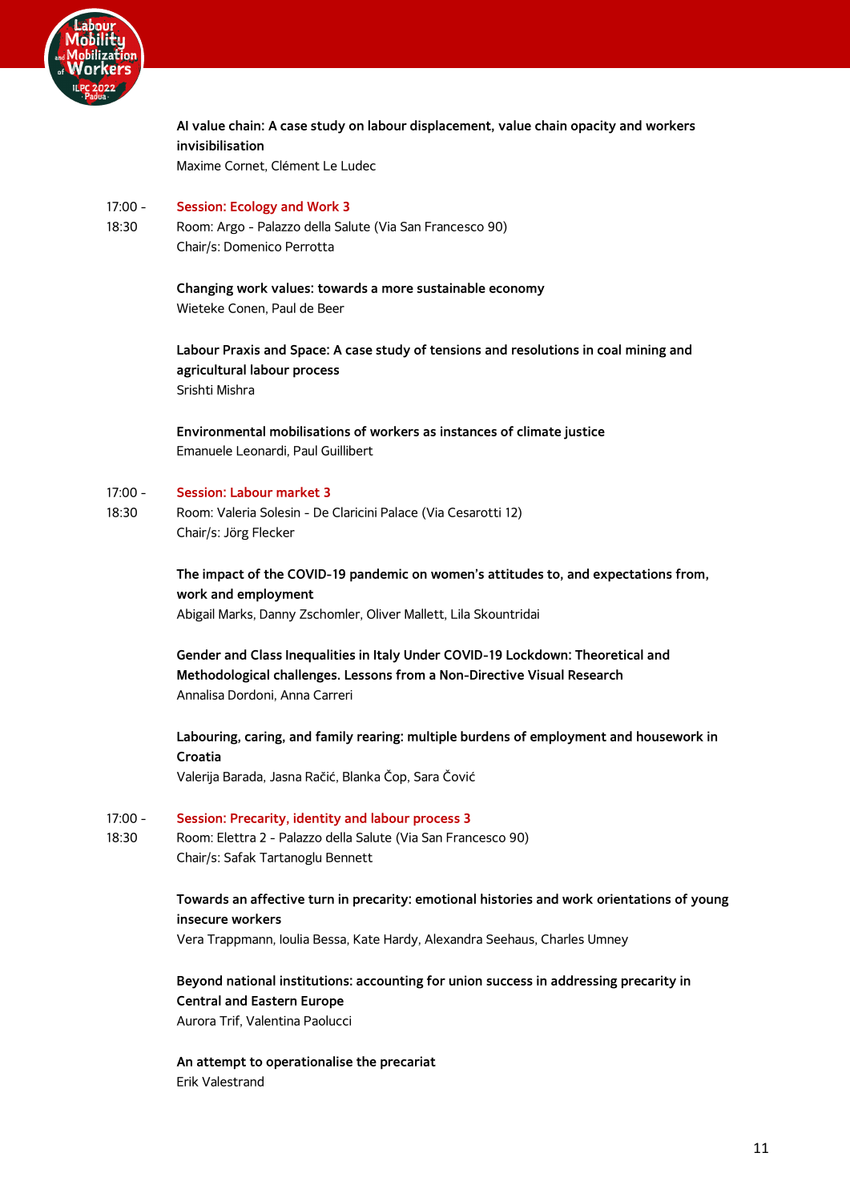**AI value chain: A case study on labour displacement, value chain opacity and workers invisibilisation**
Maxime Cornet, Clément Le Ludec

17:00 - 18:30

**Session: Ecology and Work 3**
Room: Argo - Palazzo della Salute (Via San Francesco 90)
Chair/s: Domenico Perrotta

**Changing work values: towards a more sustainable economy**
Wieteke Conen, Paul de Beer

**Labour Praxis and Space: A case study of tensions and resolutions in coal mining and agricultural labour process**
Srishti Mishra

**Environmental mobilisations of workers as instances of climate justice**
Emanuele Leonardi, Paul Guillibert

17:00 - 18:30

**Session: Labour market 3**
Room: Valeria Solesin - De Claricini Palace (Via Cesarotti 12)
Chair/s: Jörg Flecker

**The impact of the COVID-19 pandemic on women's attitudes to, and expectations from, work and employment**
Abigail Marks, Danny Zschomler, Oliver Mallett, Lila Skountridai

**Gender and Class Inequalities in Italy Under COVID-19 Lockdown: Theoretical and Methodological challenges. Lessons from a Non-Directive Visual Research**
Annalisa Dordoni, Anna Carreri

**Labouring, caring, and family rearing: multiple burdens of employment and housework in Croatia**
Valerija Barada, Jasna Račić, Blanka Čop, Sara Čović

17:00 - 18:30

**Session: Precarity, identity and labour process 3**
Room: Elettra 2 - Palazzo della Salute (Via San Francesco 90)
Chair/s: Safak Tartanoglu Bennett

**Towards an affective turn in precarity: emotional histories and work orientations of young insecure workers**
Vera Trappmann, Ioulia Bessa, Kate Hardy, Alexandra Seehaus, Charles Umney

**Beyond national institutions: accounting for union success in addressing precarity in Central and Eastern Europe**
Aurora Trif, Valentina Paolucci

**An attempt to operationalise the precariat**
Erik Valestrand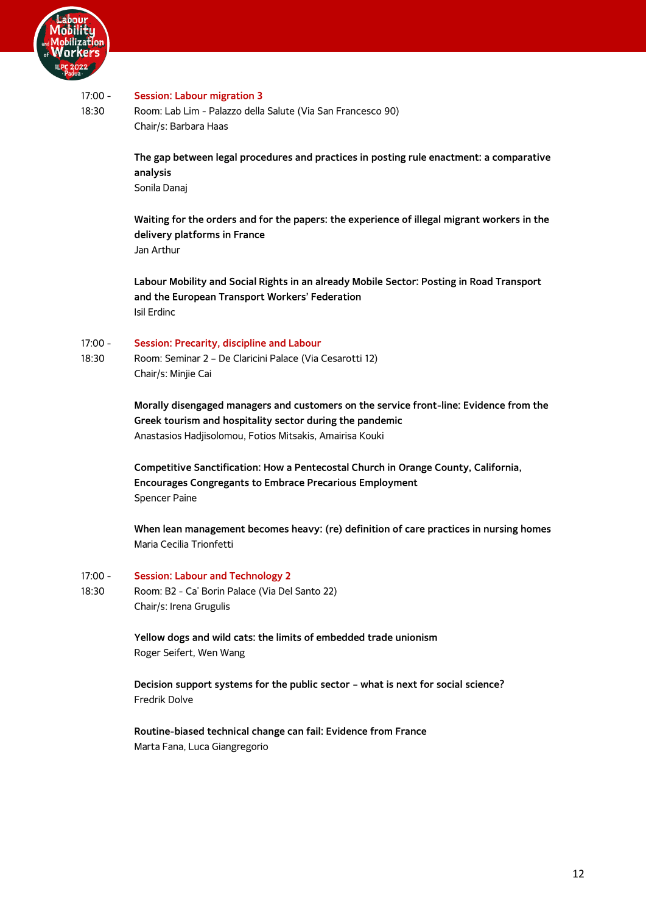17:00 - 18:30

## Session: Labour migration 3

Room: Lab Lim - Palazzo della Salute (Via San Francesco 90)
Chair/s: Barbara Haas

**The gap between legal procedures and practices in posting rule enactment: a comparative analysis**
Sonila Danaj

**Waiting for the orders and for the papers: the experience of illegal migrant workers in the delivery platforms in France**
Jan Arthur

**Labour Mobility and Social Rights in an already Mobile Sector: Posting in Road Transport and the European Transport Workers' Federation**
Isil Erdinc

17:00 - 18:30

## Session: Precarity, discipline and Labour

Room: Seminar 2 – De Claricini Palace (Via Cesarotti 12)
Chair/s: Minjie Cai

**Morally disengaged managers and customers on the service front-line: Evidence from the Greek tourism and hospitality sector during the pandemic**
Anastasios Hadjisolomou, Fotios Mitsakis, Amairisa Kouki

**Competitive Sanctification: How a Pentecostal Church in Orange County, California, Encourages Congregants to Embrace Precarious Employment**
Spencer Paine

**When lean management becomes heavy: (re) definition of care practices in nursing homes**
Maria Cecilia Trionfetti

17:00 - 18:30

## Session: Labour and Technology 2

Room: B2 - Ca' Borin Palace (Via Del Santo 22)
Chair/s: Irena Grugulis

**Yellow dogs and wild cats: the limits of embedded trade unionism**
Roger Seifert, Wen Wang

**Decision support systems for the public sector – what is next for social science?**
Fredrik Dolve

**Routine-biased technical change can fail: Evidence from France**
Marta Fana, Luca Giangregorio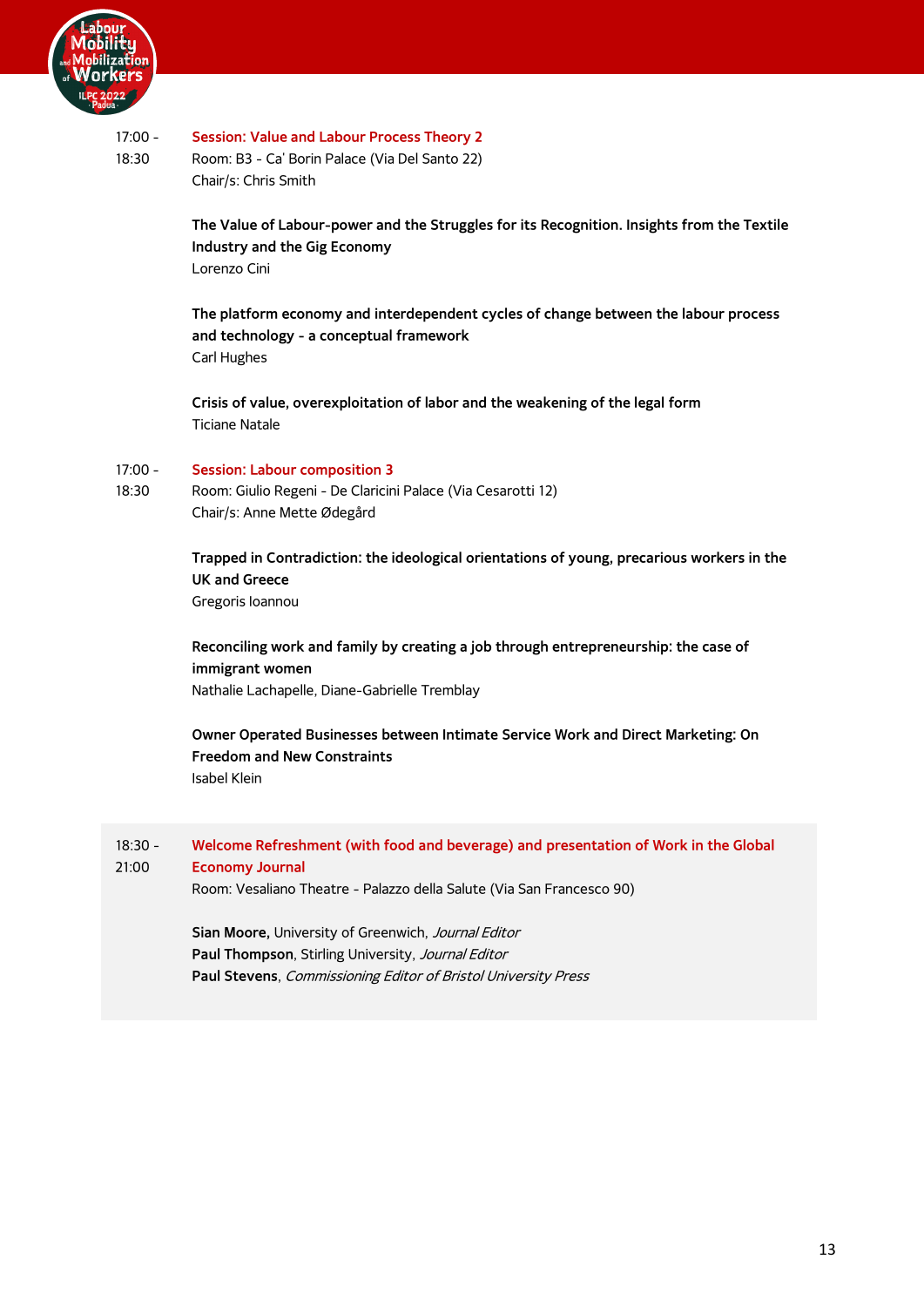17:00 - 18:30

**Session: Value and Labour Process Theory 2**
Room: B3 - Ca' Borin Palace (Via Del Santo 22)
Chair/s: Chris Smith

**The Value of Labour-power and the Struggles for its Recognition. Insights from the Textile Industry and the Gig Economy**
Lorenzo Cini

**The platform economy and interdependent cycles of change between the labour process and technology - a conceptual framework**
Carl Hughes

**Crisis of value, overexploitation of labor and the weakening of the legal form**
Ticiane Natale

17:00 - 18:30

**Session: Labour composition 3**
Room: Giulio Regeni - De Claricini Palace (Via Cesarotti 12)
Chair/s: Anne Mette Ødegård

**Trapped in Contradiction: the ideological orientations of young, precarious workers in the UK and Greece**
Gregoris Ioannou

**Reconciling work and family by creating a job through entrepreneurship: the case of immigrant women**
Nathalie Lachapelle, Diane-Gabrielle Tremblay

**Owner Operated Businesses between Intimate Service Work and Direct Marketing: On Freedom and New Constraints**
Isabel Klein

18:30 - 21:00

**Welcome Refreshment (with food and beverage) and presentation of Work in the Global Economy Journal**
Room: Vesaliano Theatre - Palazzo della Salute (Via San Francesco 90)

**Sian Moore,** University of Greenwich, *Journal Editor*
**Paul Thompson**, Stirling University, *Journal Editor*
**Paul Stevens**, *Commissioning Editor of Bristol University Press*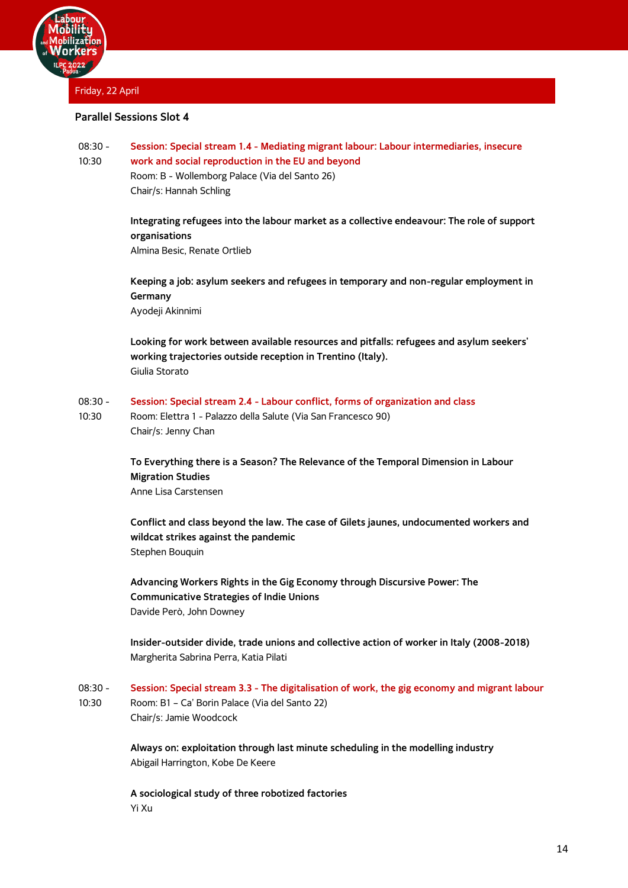## Friday, 22 April

### Parallel Sessions Slot 4

**08:30 - 10:30**

**Session: Special stream 1.4 - Mediating migrant labour: Labour intermediaries, insecure work and social reproduction in the EU and beyond**
Room: B - Wollemborg Palace (Via del Santo 26)
Chair/s: Hannah Schling

**Integrating refugees into the labour market as a collective endeavour: The role of support organisations**
Almina Besic, Renate Ortlieb

**Keeping a job: asylum seekers and refugees in temporary and non-regular employment in Germany**
Ayodeji Akinnimi

**Looking for work between available resources and pitfalls: refugees and asylum seekers' working trajectories outside reception in Trentino (Italy).**
Giulia Storato

**08:30 - 10:30**

**Session: Special stream 2.4 - Labour conflict, forms of organization and class**
Room: Elettra 1 - Palazzo della Salute (Via San Francesco 90)
Chair/s: Jenny Chan

**To Everything there is a Season? The Relevance of the Temporal Dimension in Labour Migration Studies**
Anne Lisa Carstensen

**Conflict and class beyond the law. The case of Gilets jaunes, undocumented workers and wildcat strikes against the pandemic**
Stephen Bouquin

**Advancing Workers Rights in the Gig Economy through Discursive Power: The Communicative Strategies of Indie Unions**
Davide Però, John Downey

**Insider-outsider divide, trade unions and collective action of worker in Italy (2008-2018)**
Margherita Sabrina Perra, Katia Pilati

**08:30 - 10:30**

**Session: Special stream 3.3 - The digitalisation of work, the gig economy and migrant labour**
Room: B1 – Ca' Borin Palace (Via del Santo 22)
Chair/s: Jamie Woodcock

**Always on: exploitation through last minute scheduling in the modelling industry**
Abigail Harrington, Kobe De Keere

**A sociological study of three robotized factories**
Yi Xu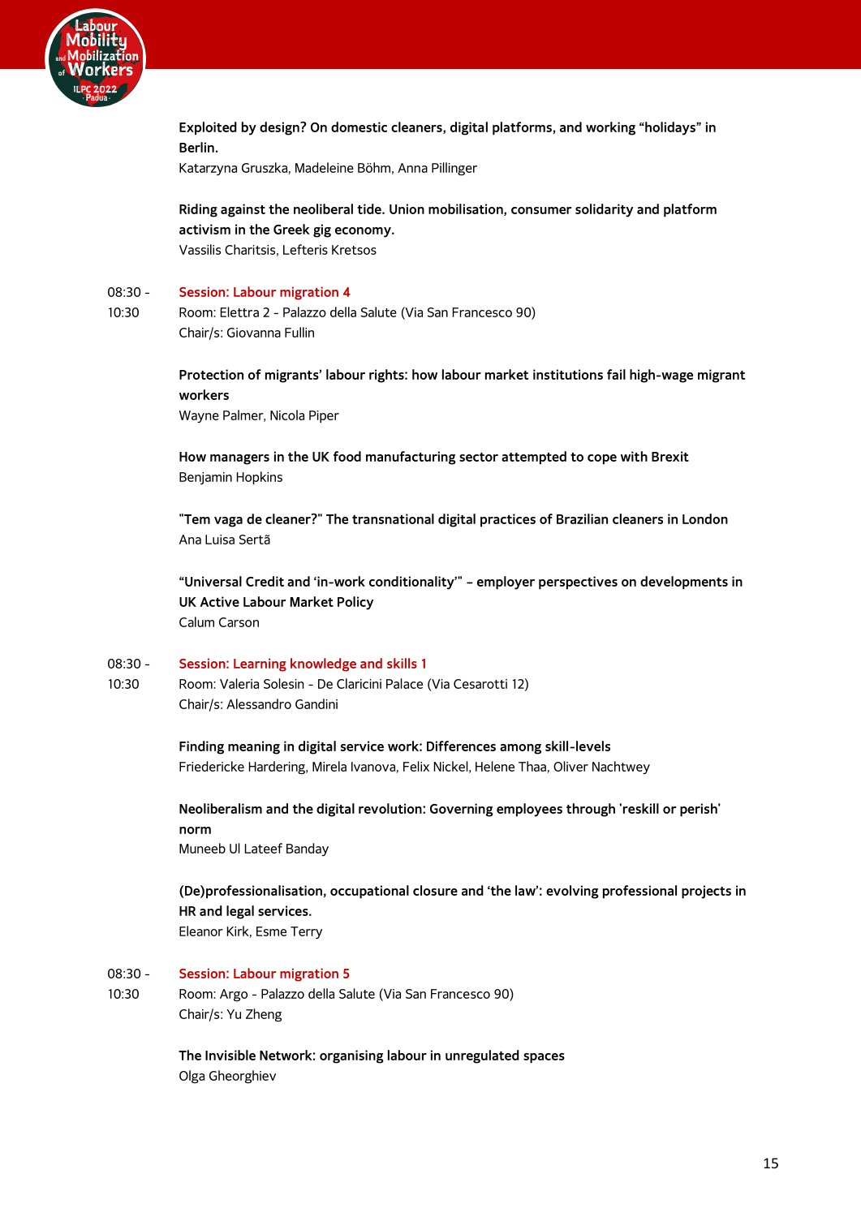**Exploited by design? On domestic cleaners, digital platforms, and working “holidays” in Berlin.**
Katarzyna Gruszka, Madeleine Böhm, Anna Pillinger

**Riding against the neoliberal tide. Union mobilisation, consumer solidarity and platform activism in the Greek gig economy.**
Vassilis Charitsis, Lefteris Kretsos

08:30 - 10:30 **Session: Labour migration 4**
Room: Elettra 2 - Palazzo della Salute (Via San Francesco 90)
Chair/s: Giovanna Fullin

**Protection of migrants’ labour rights: how labour market institutions fail high-wage migrant workers**
Wayne Palmer, Nicola Piper

**How managers in the UK food manufacturing sector attempted to cope with Brexit**
Benjamin Hopkins

**"Tem vaga de cleaner?" The transnational digital practices of Brazilian cleaners in London**
Ana Luisa Sertã

**“Universal Credit and ‘in-work conditionality’” – employer perspectives on developments in UK Active Labour Market Policy**
Calum Carson

08:30 - 10:30 **Session: Learning knowledge and skills 1**
Room: Valeria Solesin - De Claricini Palace (Via Cesarotti 12)
Chair/s: Alessandro Gandini

**Finding meaning in digital service work: Differences among skill-levels**
Friedericke Hardering, Mirela Ivanova, Felix Nickel, Helene Thaa, Oliver Nachtwey

**Neoliberalism and the digital revolution: Governing employees through 'reskill or perish' norm**
Muneeb Ul Lateef Banday

**(De)professionalisation, occupational closure and ‘the law’: evolving professional projects in HR and legal services.**
Eleanor Kirk, Esme Terry

08:30 - 10:30 **Session: Labour migration 5**
Room: Argo - Palazzo della Salute (Via San Francesco 90)
Chair/s: Yu Zheng

**The Invisible Network: organising labour in unregulated spaces**
Olga Gheorghiev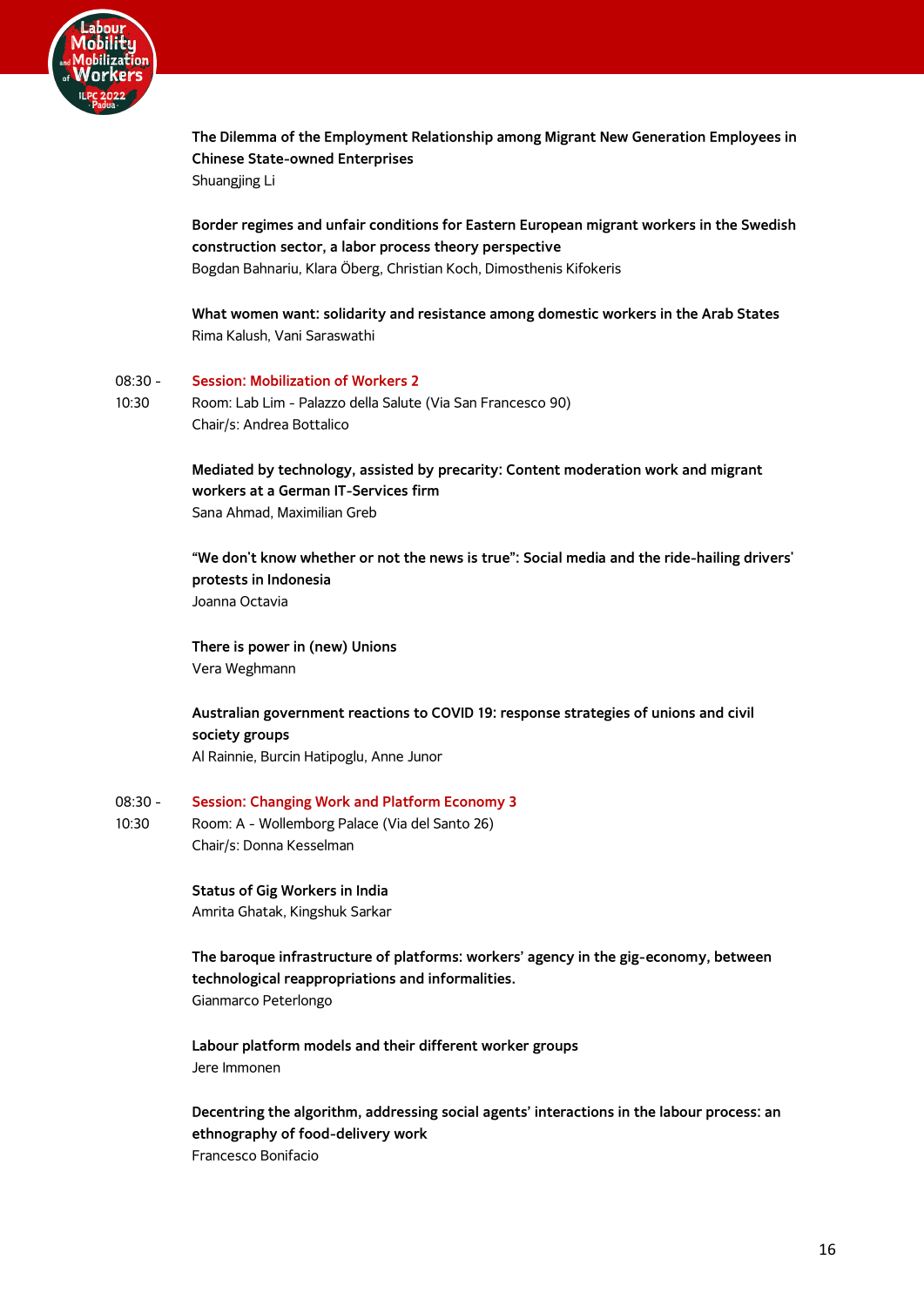**The Dilemma of the Employment Relationship among Migrant New Generation Employees in Chinese State-owned Enterprises**
Shuangjing Li

**Border regimes and unfair conditions for Eastern European migrant workers in the Swedish construction sector, a labor process theory perspective**
Bogdan Bahnariu, Klara Öberg, Christian Koch, Dimosthenis Kifokeris

**What women want: solidarity and resistance among domestic workers in the Arab States**
Rima Kalush, Vani Saraswathi

08:30 - 10:30

### Session: Mobilization of Workers 2

Room: Lab Lim - Palazzo della Salute (Via San Francesco 90)
Chair/s: Andrea Bottalico

**Mediated by technology, assisted by precarity: Content moderation work and migrant workers at a German IT-Services firm**
Sana Ahmad, Maximilian Greb

**“We don't know whether or not the news is true”: Social media and the ride-hailing drivers' protests in Indonesia**
Joanna Octavia

**There is power in (new) Unions**
Vera Weghmann

**Australian government reactions to COVID 19: response strategies of unions and civil society groups**
Al Rainnie, Burcin Hatipoglu, Anne Junor

08:30 - 10:30

### Session: Changing Work and Platform Economy 3

Room: A - Wollemborg Palace (Via del Santo 26)
Chair/s: Donna Kesselman

**Status of Gig Workers in India**
Amrita Ghatak, Kingshuk Sarkar

**The baroque infrastructure of platforms: workers’ agency in the gig-economy, between technological reappropriations and informalities.**
Gianmarco Peterlongo

**Labour platform models and their different worker groups**
Jere Immonen

**Decentring the algorithm, addressing social agents’ interactions in the labour process: an ethnography of food-delivery work**
Francesco Bonifacio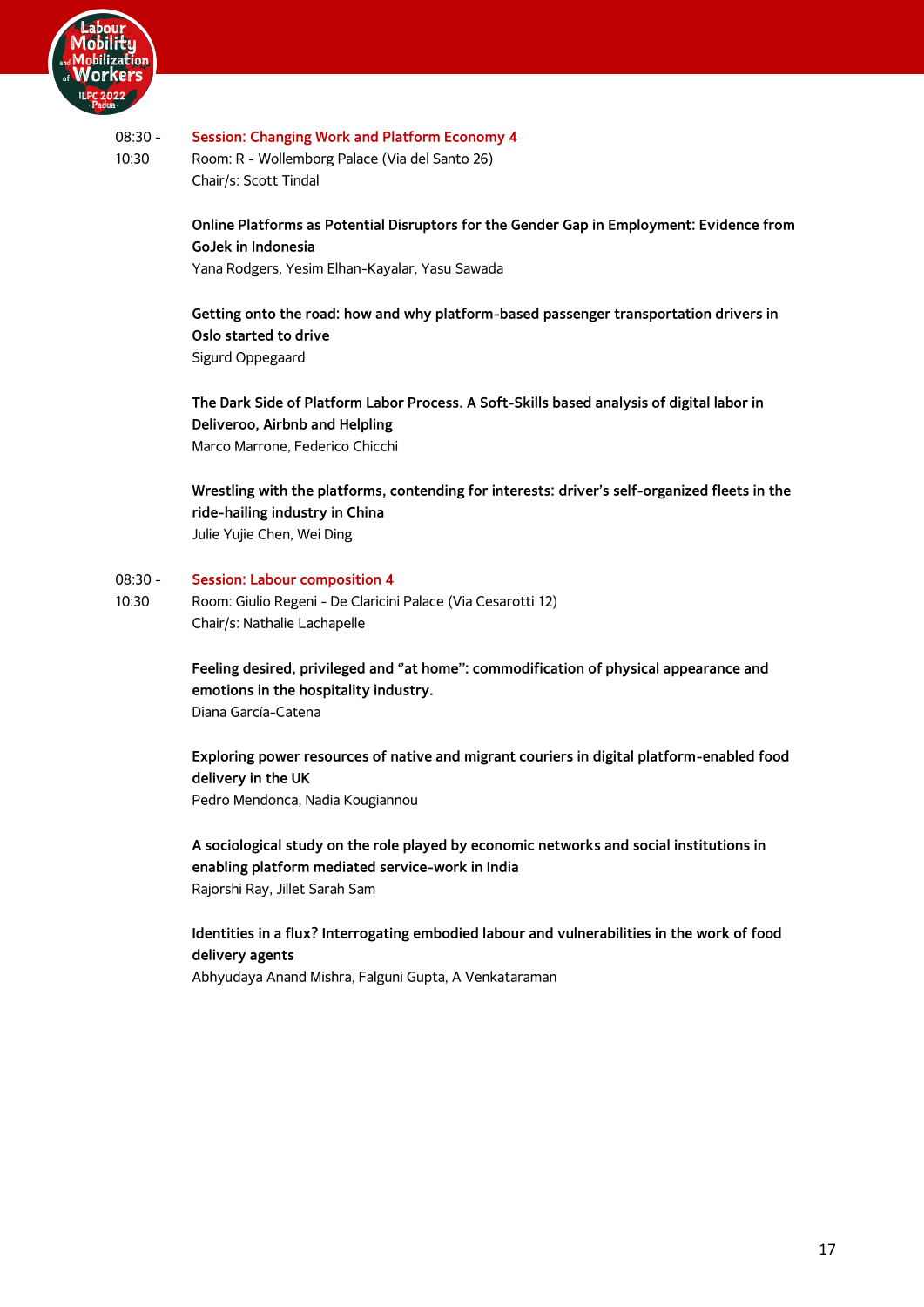08:30 - 10:30

### Session: Changing Work and Platform Economy 4

Room: R - Wollemborg Palace (Via del Santo 26)
Chair/s: Scott Tindal

**Online Platforms as Potential Disruptors for the Gender Gap in Employment: Evidence from GoJek in Indonesia**
Yana Rodgers, Yesim Elhan-Kayalar, Yasu Sawada

**Getting onto the road: how and why platform-based passenger transportation drivers in Oslo started to drive**
Sigurd Oppegaard

**The Dark Side of Platform Labor Process. A Soft-Skills based analysis of digital labor in Deliveroo, Airbnb and Helpling**
Marco Marrone, Federico Chicchi

**Wrestling with the platforms, contending for interests: driver's self-organized fleets in the ride-hailing industry in China**
Julie Yujie Chen, Wei Ding

08:30 - 10:30

### Session: Labour composition 4

Room: Giulio Regeni - De Claricini Palace (Via Cesarotti 12)
Chair/s: Nathalie Lachapelle

**Feeling desired, privileged and "at home": commodification of physical appearance and emotions in the hospitality industry.**
Diana García-Catena

**Exploring power resources of native and migrant couriers in digital platform-enabled food delivery in the UK**
Pedro Mendonca, Nadia Kougiannou

**A sociological study on the role played by economic networks and social institutions in enabling platform mediated service-work in India**
Rajorshi Ray, Jillet Sarah Sam

**Identities in a flux? Interrogating embodied labour and vulnerabilities in the work of food delivery agents**
Abhyudaya Anand Mishra, Falguni Gupta, A Venkataraman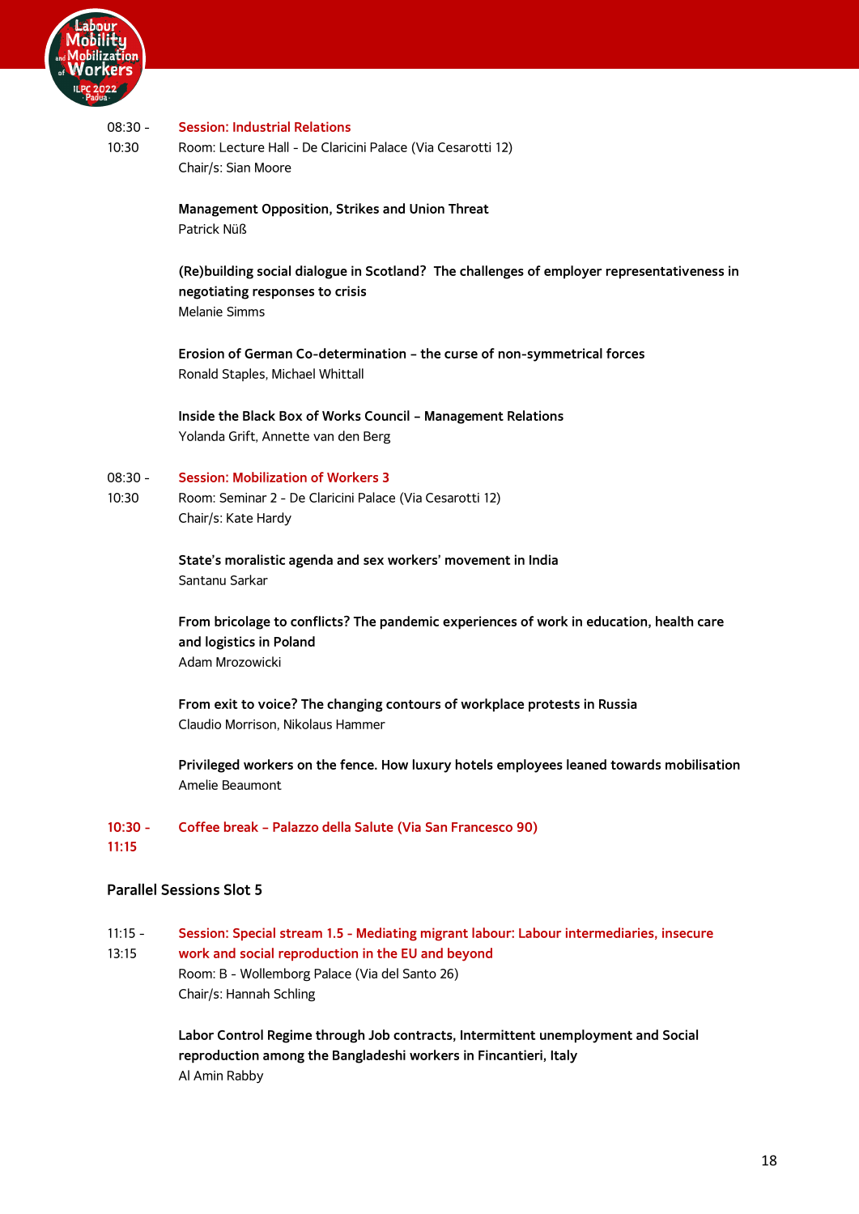08:30 - 10:30 **Session: Industrial Relations**
Room: Lecture Hall - De Claricini Palace (Via Cesarotti 12)
Chair/s: Sian Moore

**Management Opposition, Strikes and Union Threat**
Patrick Nüß

**(Re)building social dialogue in Scotland? The challenges of employer representativeness in negotiating responses to crisis**
Melanie Simms

**Erosion of German Co-determination – the curse of non-symmetrical forces**
Ronald Staples, Michael Whittall

**Inside the Black Box of Works Council – Management Relations**
Yolanda Grift, Annette van den Berg

08:30 - 10:30 **Session: Mobilization of Workers 3**
Room: Seminar 2 - De Claricini Palace (Via Cesarotti 12)
Chair/s: Kate Hardy

**State's moralistic agenda and sex workers' movement in India**
Santanu Sarkar

**From bricolage to conflicts? The pandemic experiences of work in education, health care and logistics in Poland**
Adam Mrozowicki

**From exit to voice? The changing contours of workplace protests in Russia**
Claudio Morrison, Nikolaus Hammer

**Privileged workers on the fence. How luxury hotels employees leaned towards mobilisation**
Amelie Beaumont

**10:30 - 11:15 Coffee break – Palazzo della Salute (Via San Francesco 90)**

## Parallel Sessions Slot 5

11:15 - 13:15 **Session: Special stream 1.5 - Mediating migrant labour: Labour intermediaries, insecure work and social reproduction in the EU and beyond**
Room: B - Wollemborg Palace (Via del Santo 26)
Chair/s: Hannah Schling

**Labor Control Regime through Job contracts, Intermittent unemployment and Social reproduction among the Bangladeshi workers in Fincantieri, Italy**
Al Amin Rabby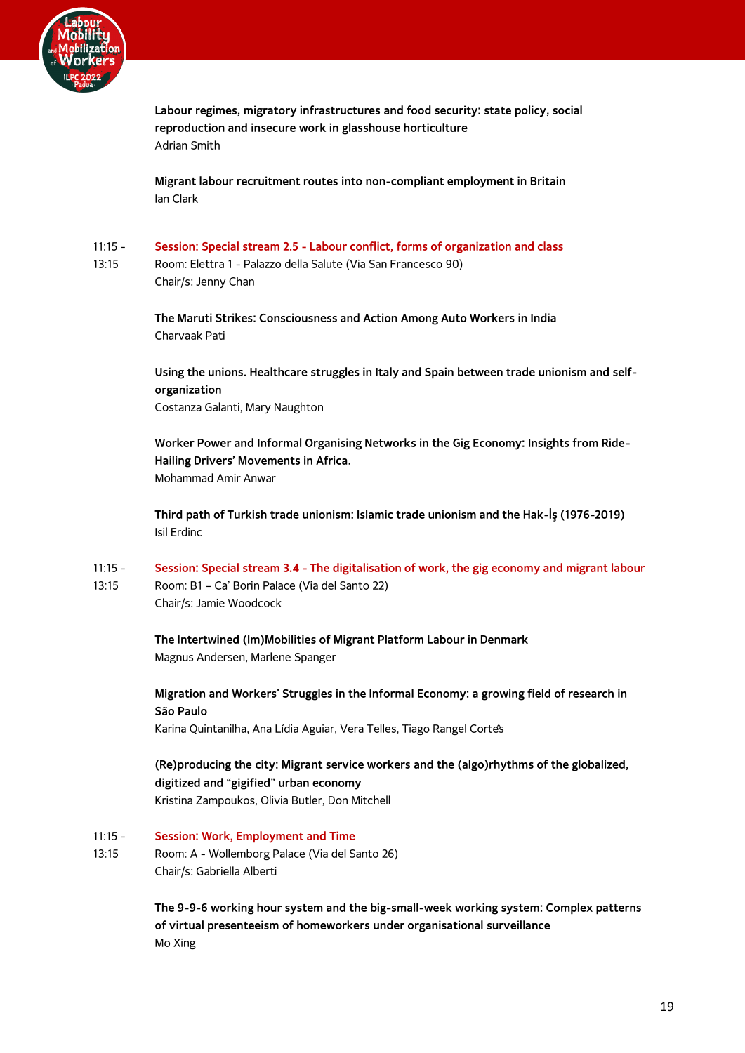**Labour regimes, migratory infrastructures and food security: state policy, social reproduction and insecure work in glasshouse horticulture**
Adrian Smith

**Migrant labour recruitment routes into non-compliant employment in Britain**
Ian Clark

11:15 - 13:15

**Session: Special stream 2.5 - Labour conflict, forms of organization and class**
Room: Elettra 1 - Palazzo della Salute (Via San Francesco 90)
Chair/s: Jenny Chan

**The Maruti Strikes: Consciousness and Action Among Auto Workers in India**
Charvaak Pati

**Using the unions. Healthcare struggles in Italy and Spain between trade unionism and self-organization**
Costanza Galanti, Mary Naughton

**Worker Power and Informal Organising Networks in the Gig Economy: Insights from Ride-Hailing Drivers' Movements in Africa.**
Mohammad Amir Anwar

**Third path of Turkish trade unionism: Islamic trade unionism and the Hak-İş (1976-2019)**
Isil Erdinc

11:15 - 13:15

**Session: Special stream 3.4 - The digitalisation of work, the gig economy and migrant labour**
Room: B1 – Ca' Borin Palace (Via del Santo 22)
Chair/s: Jamie Woodcock

**The Intertwined (Im)Mobilities of Migrant Platform Labour in Denmark**
Magnus Andersen, Marlene Spanger

**Migration and Workers' Struggles in the Informal Economy: a growing field of research in São Paulo**
Karina Quintanilha, Ana Lídia Aguiar, Vera Telles, Tiago Rangel Cortês

**(Re)producing the city: Migrant service workers and the (algo)rhythms of the globalized, digitized and "gigified" urban economy**
Kristina Zampoukos, Olivia Butler, Don Mitchell

11:15 - 13:15

**Session: Work, Employment and Time**
Room: A - Wollemborg Palace (Via del Santo 26)
Chair/s: Gabriella Alberti

**The 9-9-6 working hour system and the big-small-week working system: Complex patterns of virtual presenteeism of homeworkers under organisational surveillance**
Mo Xing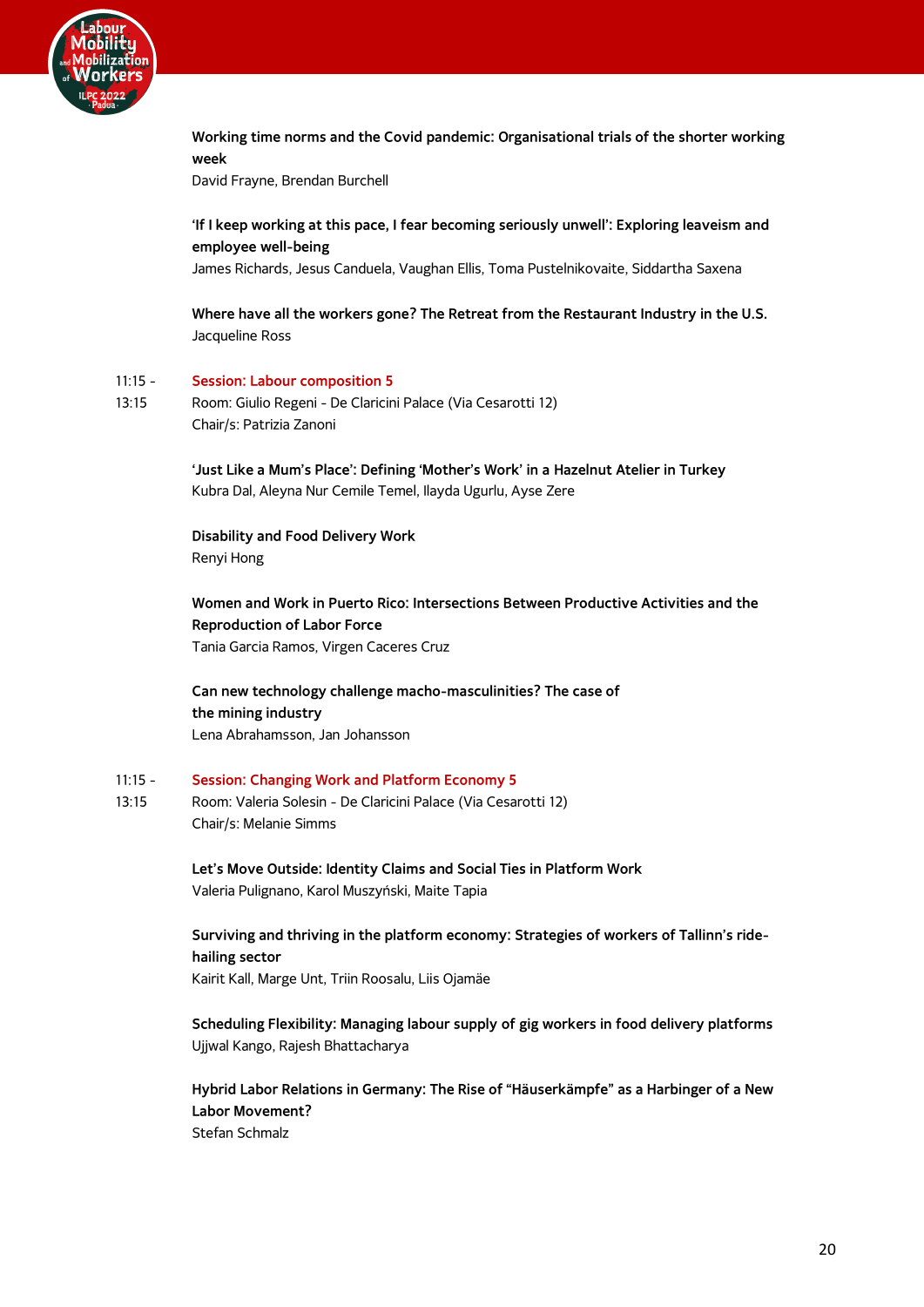**Working time norms and the Covid pandemic: Organisational trials of the shorter working week**
David Frayne, Brendan Burchell

**'If I keep working at this pace, I fear becoming seriously unwell': Exploring leaveism and employee well-being**
James Richards, Jesus Canduela, Vaughan Ellis, Toma Pustelnikovaite, Siddartha Saxena

**Where have all the workers gone? The Retreat from the Restaurant Industry in the U.S.**
Jacqueline Ross

11:15 - 13:15 **Session: Labour composition 5**
Room: Giulio Regeni - De Claricini Palace (Via Cesarotti 12)
Chair/s: Patrizia Zanoni

**'Just Like a Mum's Place': Defining 'Mother's Work' in a Hazelnut Atelier in Turkey**
Kubra Dal, Aleyna Nur Cemile Temel, Ilayda Ugurlu, Ayse Zere

**Disability and Food Delivery Work**
Renyi Hong

**Women and Work in Puerto Rico: Intersections Between Productive Activities and the Reproduction of Labor Force**
Tania Garcia Ramos, Virgen Caceres Cruz

**Can new technology challenge macho-masculinities? The case of the mining industry**
Lena Abrahamsson, Jan Johansson

11:15 - 13:15 **Session: Changing Work and Platform Economy 5**
Room: Valeria Solesin - De Claricini Palace (Via Cesarotti 12)
Chair/s: Melanie Simms

**Let's Move Outside: Identity Claims and Social Ties in Platform Work**
Valeria Pulignano, Karol Muszyński, Maite Tapia

**Surviving and thriving in the platform economy: Strategies of workers of Tallinn's ride-hailing sector**
Kairit Kall, Marge Unt, Triin Roosalu, Liis Ojamäe

**Scheduling Flexibility: Managing labour supply of gig workers in food delivery platforms**
Ujjwal Kango, Rajesh Bhattacharya

**Hybrid Labor Relations in Germany: The Rise of "Häuserkämpfe" as a Harbinger of a New Labor Movement?**
Stefan Schmalz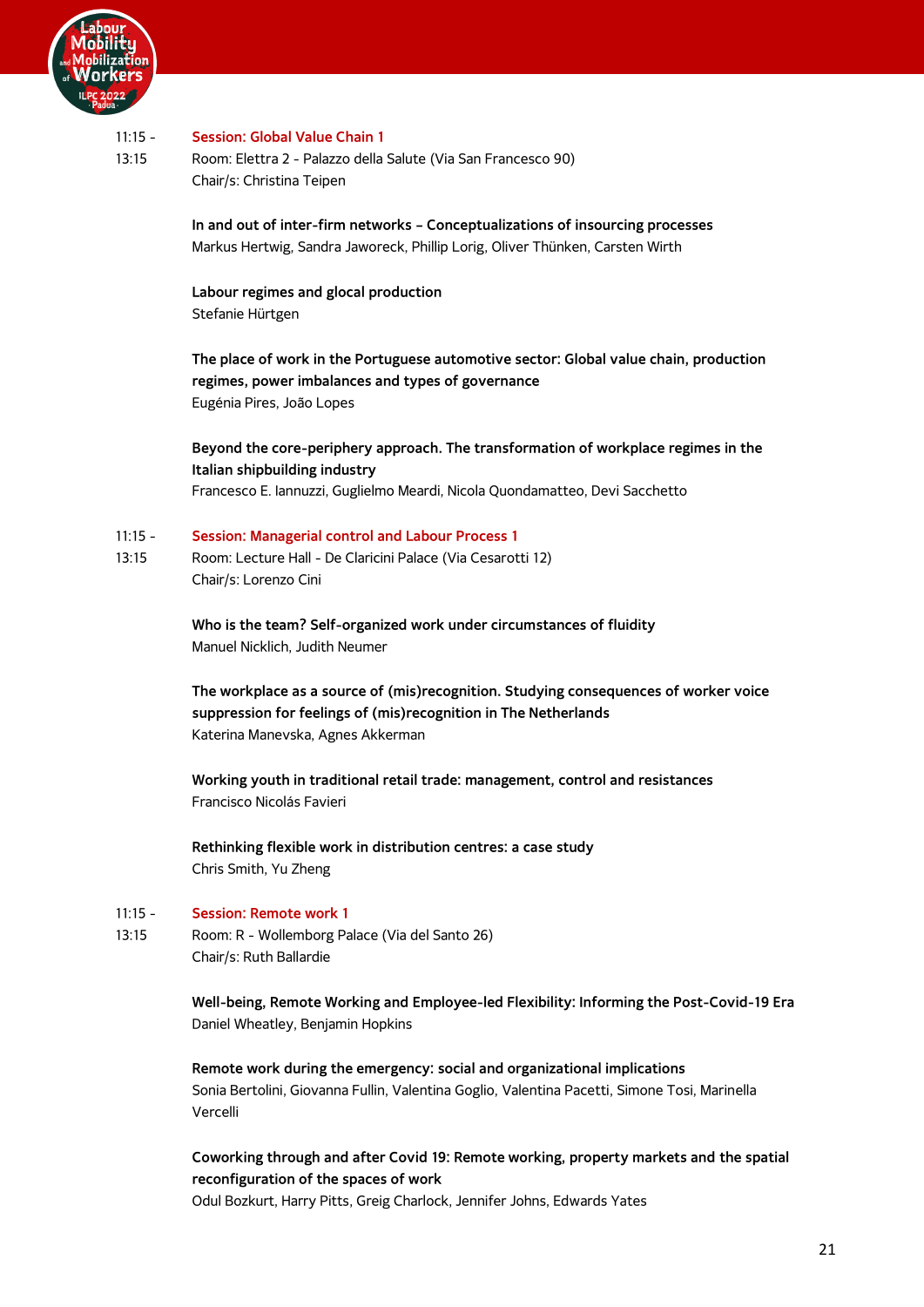11:15 - 13:15 **Session: Global Value Chain 1**
Room: Elettra 2 - Palazzo della Salute (Via San Francesco 90)
Chair/s: Christina Teipen

**In and out of inter-firm networks – Conceptualizations of insourcing processes**
Markus Hertwig, Sandra Jaworeck, Phillip Lorig, Oliver Thünken, Carsten Wirth

**Labour regimes and glocal production**
Stefanie Hürtgen

**The place of work in the Portuguese automotive sector: Global value chain, production regimes, power imbalances and types of governance**
Eugénia Pires, João Lopes

**Beyond the core-periphery approach. The transformation of workplace regimes in the Italian shipbuilding industry**
Francesco E. Iannuzzi, Guglielmo Meardi, Nicola Quondamatteo, Devi Sacchetto

11:15 - 13:15 **Session: Managerial control and Labour Process 1**
Room: Lecture Hall - De Claricini Palace (Via Cesarotti 12)
Chair/s: Lorenzo Cini

**Who is the team? Self-organized work under circumstances of fluidity**
Manuel Nicklich, Judith Neumer

**The workplace as a source of (mis)recognition. Studying consequences of worker voice suppression for feelings of (mis)recognition in The Netherlands**
Katerina Manevska, Agnes Akkerman

**Working youth in traditional retail trade: management, control and resistances**
Francisco Nicolás Favieri

**Rethinking flexible work in distribution centres: a case study**
Chris Smith, Yu Zheng

11:15 - 13:15 **Session: Remote work 1**
Room: R - Wollemborg Palace (Via del Santo 26)
Chair/s: Ruth Ballardie

**Well-being, Remote Working and Employee-led Flexibility: Informing the Post-Covid-19 Era**
Daniel Wheatley, Benjamin Hopkins

**Remote work during the emergency: social and organizational implications**
Sonia Bertolini, Giovanna Fullin, Valentina Goglio, Valentina Pacetti, Simone Tosi, Marinella Vercelli

**Coworking through and after Covid 19: Remote working, property markets and the spatial reconfiguration of the spaces of work**
Odul Bozkurt, Harry Pitts, Greig Charlock, Jennifer Johns, Edwards Yates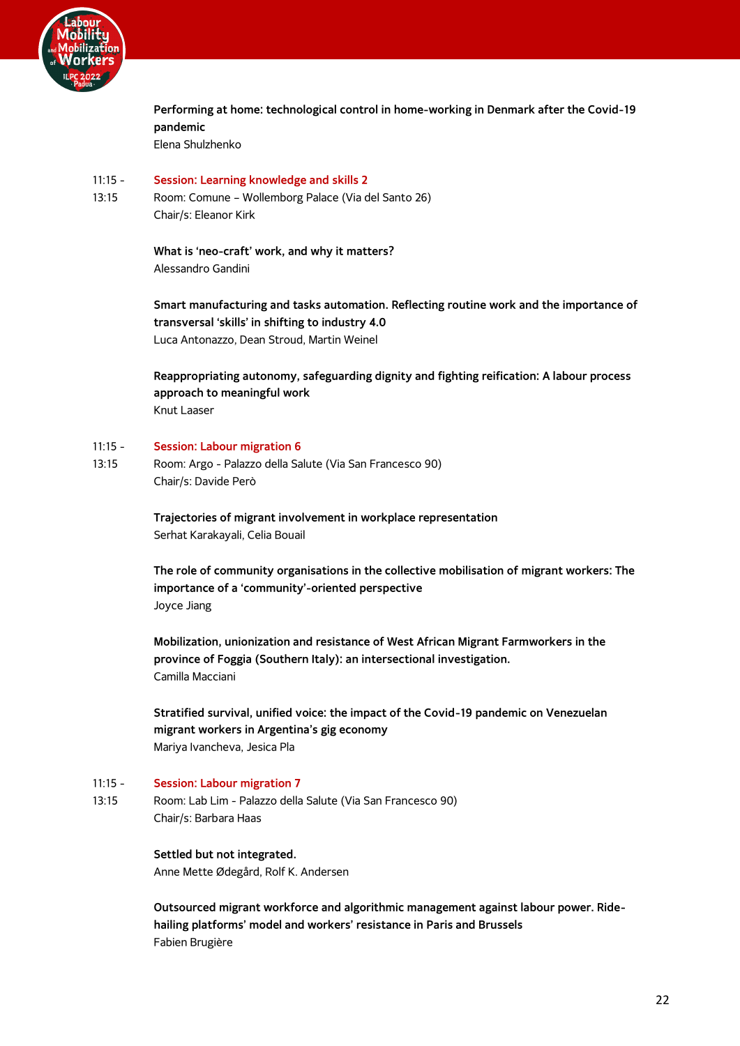**Performing at home: technological control in home-working in Denmark after the Covid-19 pandemic**
Elena Shulzhenko

11:15 - 13:15 **Session: Learning knowledge and skills 2**
Room: Comune – Wollemborg Palace (Via del Santo 26)
Chair/s: Eleanor Kirk

**What is 'neo-craft' work, and why it matters?**
Alessandro Gandini

**Smart manufacturing and tasks automation. Reflecting routine work and the importance of transversal 'skills' in shifting to industry 4.0**
Luca Antonazzo, Dean Stroud, Martin Weinel

**Reappropriating autonomy, safeguarding dignity and fighting reification: A labour process approach to meaningful work**
Knut Laaser

11:15 - 13:15 **Session: Labour migration 6**
Room: Argo - Palazzo della Salute (Via San Francesco 90)
Chair/s: Davide Però

**Trajectories of migrant involvement in workplace representation**
Serhat Karakayali, Celia Bouail

**The role of community organisations in the collective mobilisation of migrant workers: The importance of a 'community'-oriented perspective**
Joyce Jiang

**Mobilization, unionization and resistance of West African Migrant Farmworkers in the province of Foggia (Southern Italy): an intersectional investigation.**
Camilla Macciani

**Stratified survival, unified voice: the impact of the Covid-19 pandemic on Venezuelan migrant workers in Argentina's gig economy**
Mariya Ivancheva, Jesica Pla

11:15 - 13:15 **Session: Labour migration 7**
Room: Lab Lim - Palazzo della Salute (Via San Francesco 90)
Chair/s: Barbara Haas

**Settled but not integrated.**
Anne Mette Ødegård, Rolf K. Andersen

**Outsourced migrant workforce and algorithmic management against labour power. Ride-hailing platforms' model and workers' resistance in Paris and Brussels**
Fabien Brugière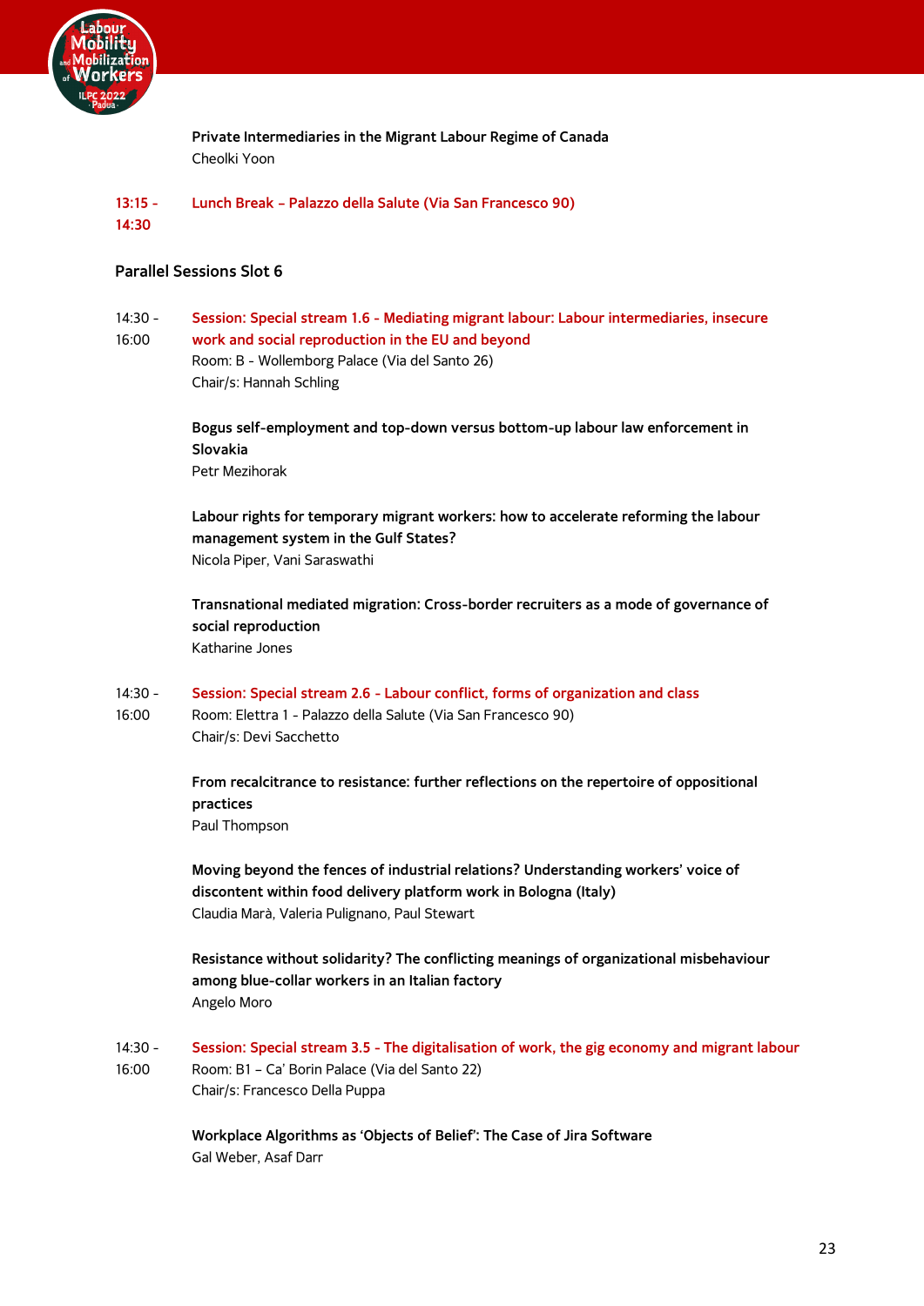**Private Intermediaries in the Migrant Labour Regime of Canada**
Cheolki Yoon

13:15 - 14:30 **Lunch Break – Palazzo della Salute (Via San Francesco 90)**

### Parallel Sessions Slot 6

14:30 - 16:00 **Session: Special stream 1.6 - Mediating migrant labour: Labour intermediaries, insecure work and social reproduction in the EU and beyond**
Room: B - Wollemborg Palace (Via del Santo 26)
Chair/s: Hannah Schling

**Bogus self-employment and top-down versus bottom-up labour law enforcement in Slovakia**
Petr Mezihorak

**Labour rights for temporary migrant workers: how to accelerate reforming the labour management system in the Gulf States?**
Nicola Piper, Vani Saraswathi

**Transnational mediated migration: Cross-border recruiters as a mode of governance of social reproduction**
Katharine Jones

14:30 - 16:00 **Session: Special stream 2.6 - Labour conflict, forms of organization and class**
Room: Elettra 1 - Palazzo della Salute (Via San Francesco 90)
Chair/s: Devi Sacchetto

**From recalcitrance to resistance: further reflections on the repertoire of oppositional practices**
Paul Thompson

**Moving beyond the fences of industrial relations? Understanding workers' voice of discontent within food delivery platform work in Bologna (Italy)**
Claudia Marà, Valeria Pulignano, Paul Stewart

**Resistance without solidarity? The conflicting meanings of organizational misbehaviour among blue-collar workers in an Italian factory**
Angelo Moro

14:30 - 16:00 **Session: Special stream 3.5 - The digitalisation of work, the gig economy and migrant labour**
Room: B1 – Ca' Borin Palace (Via del Santo 22)
Chair/s: Francesco Della Puppa

**Workplace Algorithms as 'Objects of Belief': The Case of Jira Software**
Gal Weber, Asaf Darr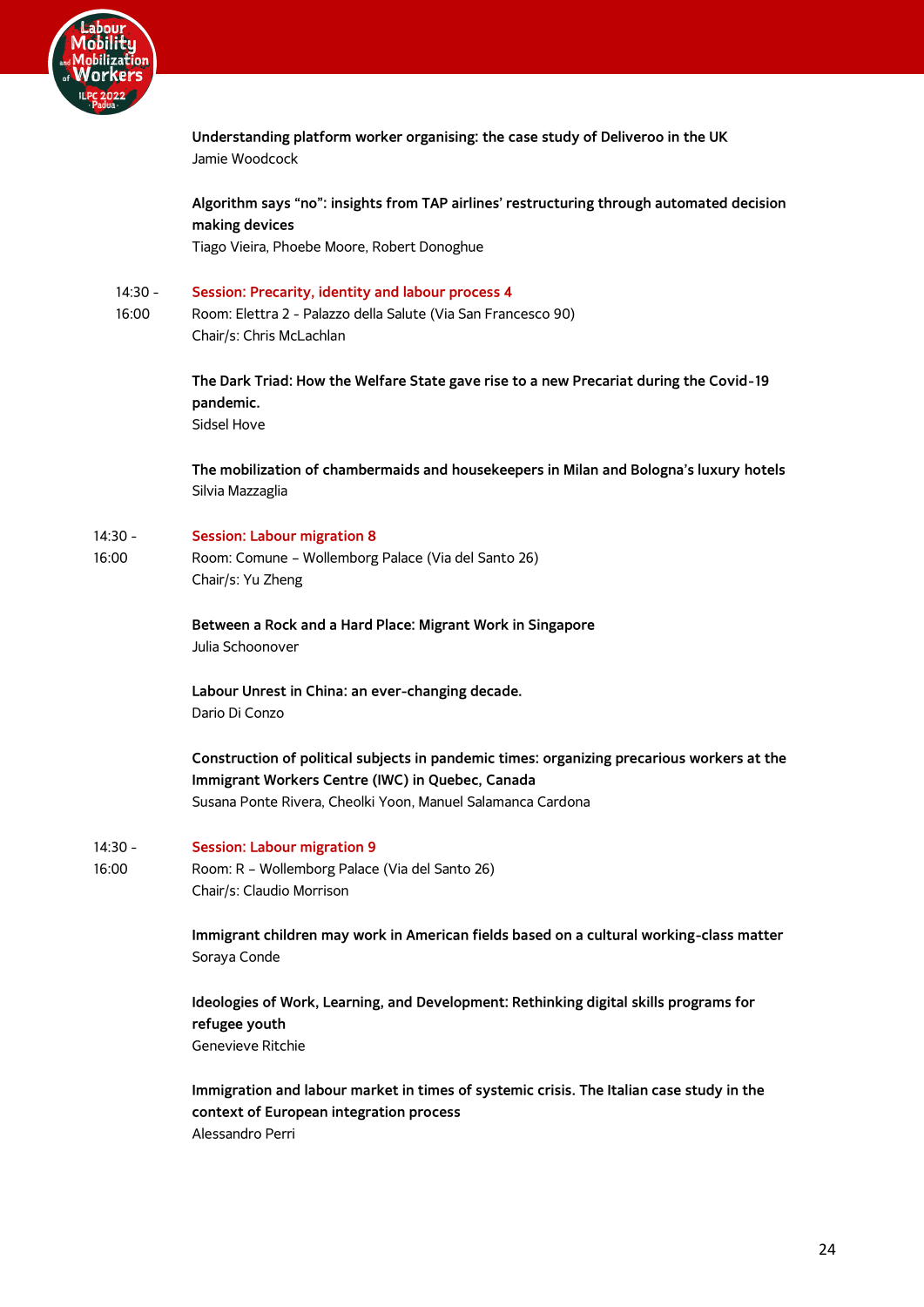**Understanding platform worker organising: the case study of Deliveroo in the UK**
Jamie Woodcock

**Algorithm says "no": insights from TAP airlines' restructuring through automated decision making devices**
Tiago Vieira, Phoebe Moore, Robert Donoghue

14:30 - 16:00

## Session: Precarity, identity and labour process 4

Room: Elettra 2 - Palazzo della Salute (Via San Francesco 90)
Chair/s: Chris McLachlan

**The Dark Triad: How the Welfare State gave rise to a new Precariat during the Covid-19 pandemic.**
Sidsel Hove

**The mobilization of chambermaids and housekeepers in Milan and Bologna's luxury hotels**
Silvia Mazzaglia

14:30 - 16:00

## Session: Labour migration 8

Room: Comune – Wollemborg Palace (Via del Santo 26)
Chair/s: Yu Zheng

**Between a Rock and a Hard Place: Migrant Work in Singapore**
Julia Schoonover

**Labour Unrest in China: an ever-changing decade.**
Dario Di Conzo

**Construction of political subjects in pandemic times: organizing precarious workers at the Immigrant Workers Centre (IWC) in Quebec, Canada**
Susana Ponte Rivera, Cheolki Yoon, Manuel Salamanca Cardona

14:30 - 16:00

## Session: Labour migration 9

Room: R – Wollemborg Palace (Via del Santo 26)
Chair/s: Claudio Morrison

**Immigrant children may work in American fields based on a cultural working-class matter**
Soraya Conde

**Ideologies of Work, Learning, and Development: Rethinking digital skills programs for refugee youth**
Genevieve Ritchie

**Immigration and labour market in times of systemic crisis. The Italian case study in the context of European integration process**
Alessandro Perri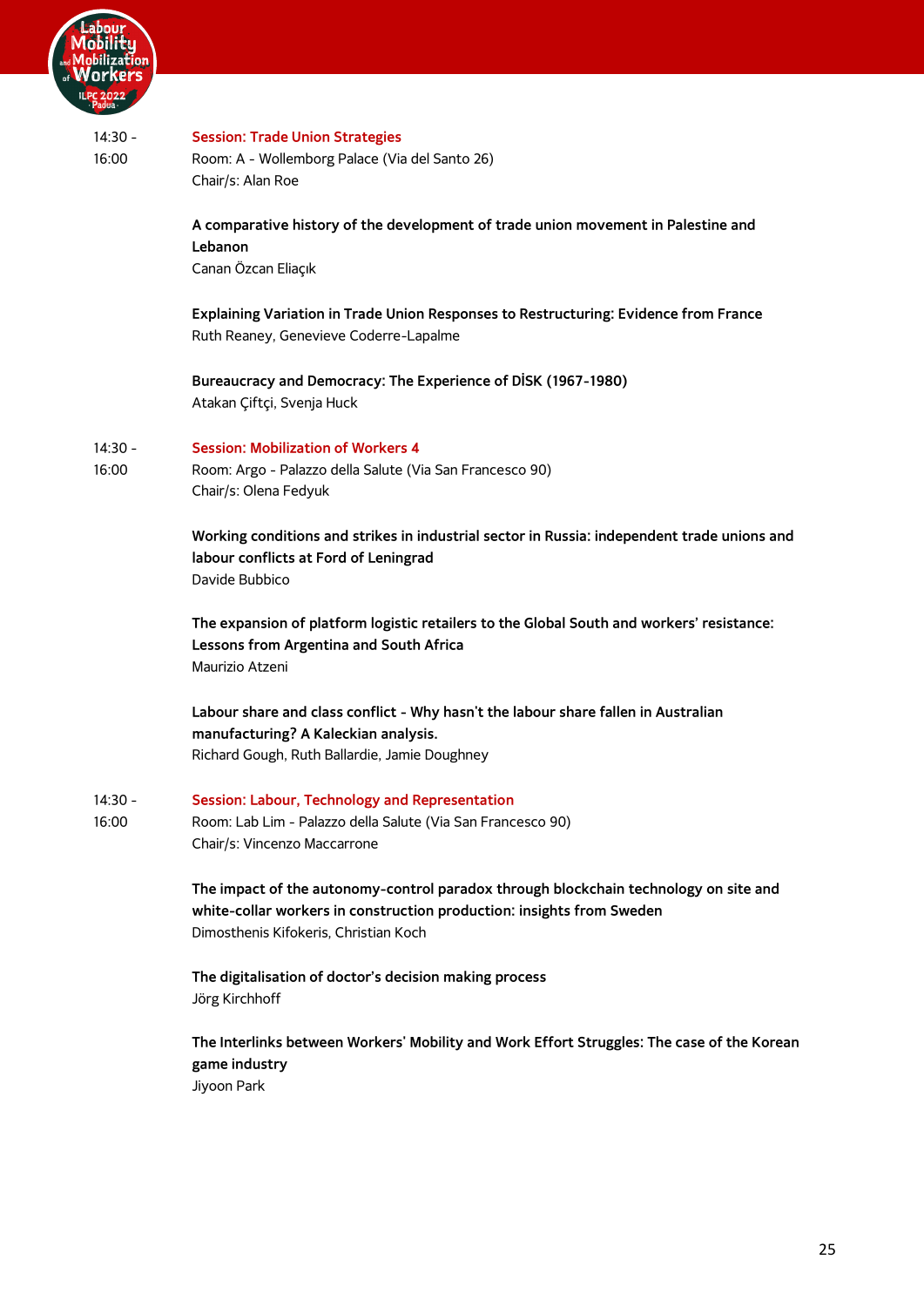14:30 - 16:00

## Session: Trade Union Strategies

Room: A - Wollemborg Palace (Via del Santo 26)
Chair/s: Alan Roe

**A comparative history of the development of trade union movement in Palestine and Lebanon**
Canan Özcan Eliaçık

**Explaining Variation in Trade Union Responses to Restructuring: Evidence from France**
Ruth Reaney, Genevieve Coderre-Lapalme

**Bureaucracy and Democracy: The Experience of DİSK (1967-1980)**
Atakan Çiftçi, Svenja Huck

14:30 - 16:00

## Session: Mobilization of Workers 4

Room: Argo - Palazzo della Salute (Via San Francesco 90)
Chair/s: Olena Fedyuk

**Working conditions and strikes in industrial sector in Russia: independent trade unions and labour conflicts at Ford of Leningrad**
Davide Bubbico

**The expansion of platform logistic retailers to the Global South and workers' resistance: Lessons from Argentina and South Africa**
Maurizio Atzeni

**Labour share and class conflict - Why hasn't the labour share fallen in Australian manufacturing? A Kaleckian analysis.**
Richard Gough, Ruth Ballardie, Jamie Doughney

14:30 - 16:00

## Session: Labour, Technology and Representation

Room: Lab Lim - Palazzo della Salute (Via San Francesco 90)
Chair/s: Vincenzo Maccarrone

**The impact of the autonomy-control paradox through blockchain technology on site and white-collar workers in construction production: insights from Sweden**
Dimosthenis Kifokeris, Christian Koch

**The digitalisation of doctor's decision making process**
Jörg Kirchhoff

**The Interlinks between Workers' Mobility and Work Effort Struggles: The case of the Korean game industry**
Jiyoon Park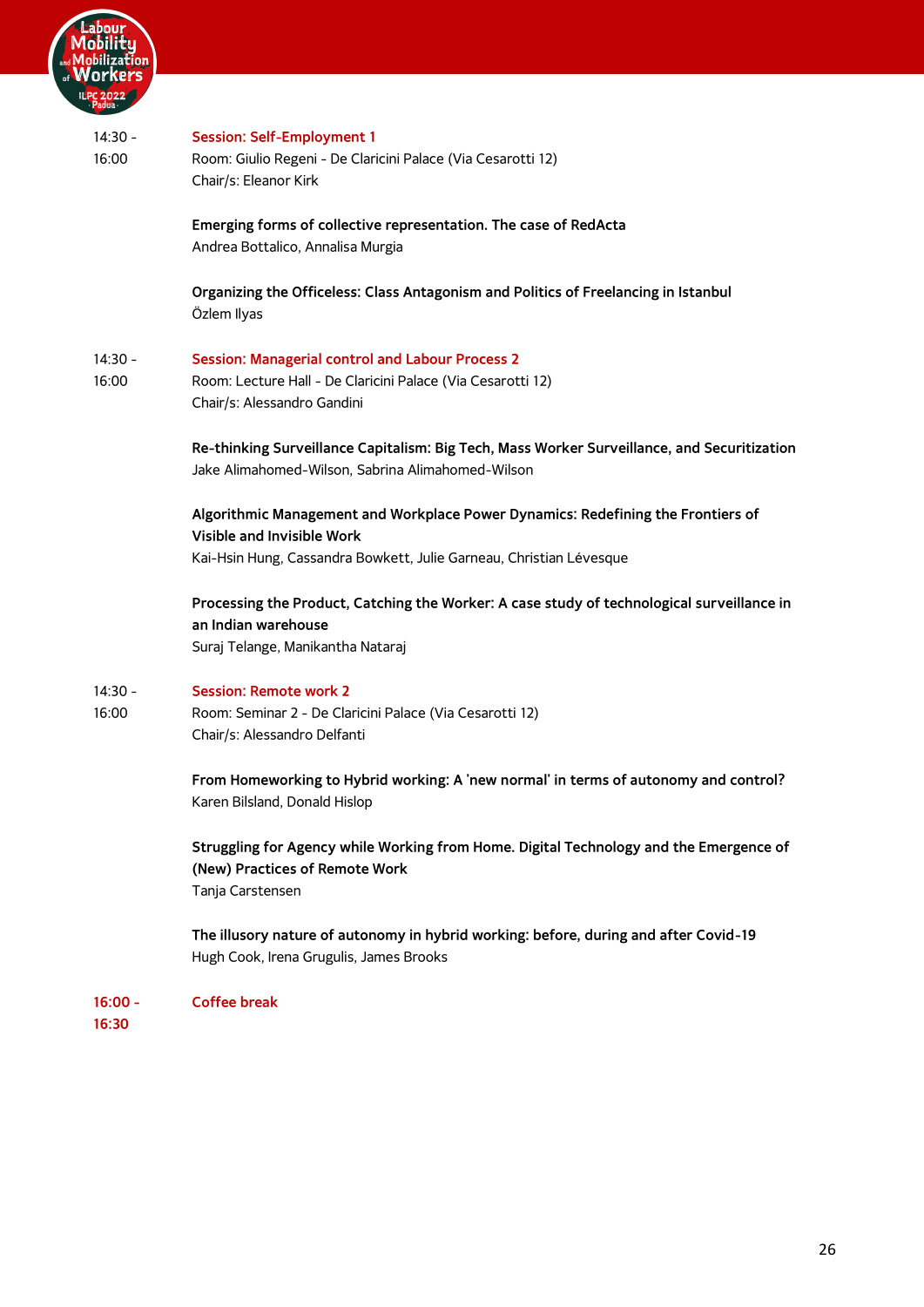14:30 - 16:00

**Session: Self-Employment 1**
Room: Giulio Regeni - De Claricini Palace (Via Cesarotti 12)
Chair/s: Eleanor Kirk

**Emerging forms of collective representation. The case of RedActa**
Andrea Bottalico, Annalisa Murgia

**Organizing the Officeless: Class Antagonism and Politics of Freelancing in Istanbul**
Özlem Ilyas

14:30 - 16:00

**Session: Managerial control and Labour Process 2**
Room: Lecture Hall - De Claricini Palace (Via Cesarotti 12)
Chair/s: Alessandro Gandini

**Re-thinking Surveillance Capitalism: Big Tech, Mass Worker Surveillance, and Securitization**
Jake Alimahomed-Wilson, Sabrina Alimahomed-Wilson

**Algorithmic Management and Workplace Power Dynamics: Redefining the Frontiers of Visible and Invisible Work**
Kai-Hsin Hung, Cassandra Bowkett, Julie Garneau, Christian Lévesque

**Processing the Product, Catching the Worker: A case study of technological surveillance in an Indian warehouse**
Suraj Telange, Manikantha Nataraj

14:30 - 16:00

**Session: Remote work 2**
Room: Seminar 2 - De Claricini Palace (Via Cesarotti 12)
Chair/s: Alessandro Delfanti

**From Homeworking to Hybrid working: A 'new normal' in terms of autonomy and control?**
Karen Bilsland, Donald Hislop

**Struggling for Agency while Working from Home. Digital Technology and the Emergence of (New) Practices of Remote Work**
Tanja Carstensen

**The illusory nature of autonomy in hybrid working: before, during and after Covid-19**
Hugh Cook, Irena Grugulis, James Brooks

**16:00 - 16:30**

**Coffee break**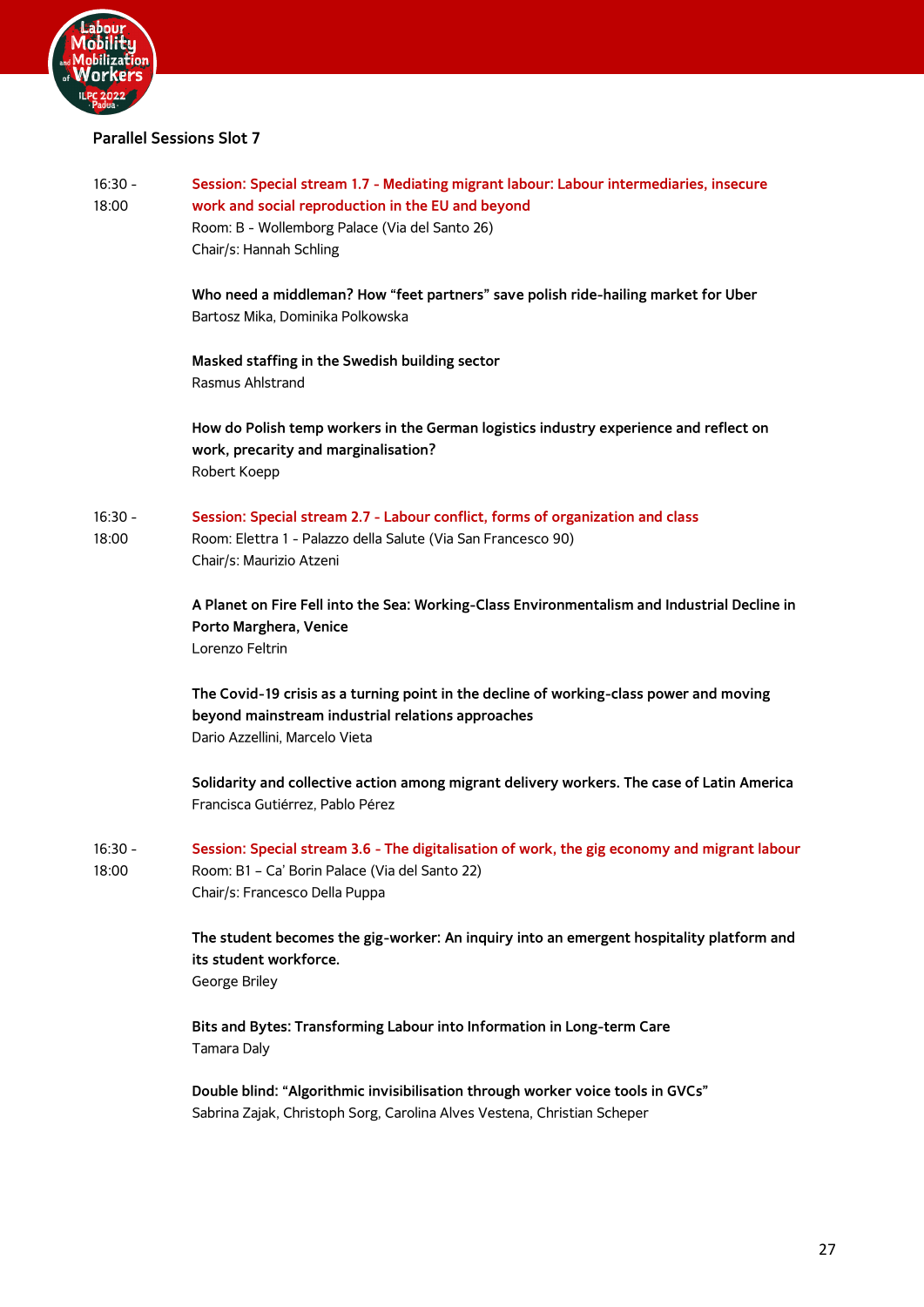## Parallel Sessions Slot 7

16:30 - 18:00

### Session: Special stream 1.7 - Mediating migrant labour: Labour intermediaries, insecure work and social reproduction in the EU and beyond

Room: B - Wollemborg Palace (Via del Santo 26)
Chair/s: Hannah Schling

**Who need a middleman? How "feet partners" save polish ride-hailing market for Uber**
Bartosz Mika, Dominika Polkowska

**Masked staffing in the Swedish building sector**
Rasmus Ahlstrand

**How do Polish temp workers in the German logistics industry experience and reflect on work, precarity and marginalisation?**
Robert Koepp

16:30 - 18:00

### Session: Special stream 2.7 - Labour conflict, forms of organization and class

Room: Elettra 1 - Palazzo della Salute (Via San Francesco 90)
Chair/s: Maurizio Atzeni

**A Planet on Fire Fell into the Sea: Working-Class Environmentalism and Industrial Decline in Porto Marghera, Venice**
Lorenzo Feltrin

**The Covid-19 crisis as a turning point in the decline of working-class power and moving beyond mainstream industrial relations approaches**
Dario Azzellini, Marcelo Vieta

**Solidarity and collective action among migrant delivery workers. The case of Latin America**
Francisca Gutiérrez, Pablo Pérez

16:30 - 18:00

### Session: Special stream 3.6 - The digitalisation of work, the gig economy and migrant labour

Room: B1 – Ca' Borin Palace (Via del Santo 22)
Chair/s: Francesco Della Puppa

**The student becomes the gig-worker: An inquiry into an emergent hospitality platform and its student workforce.**
George Briley

**Bits and Bytes: Transforming Labour into Information in Long-term Care**
Tamara Daly

**Double blind: "Algorithmic invisibilisation through worker voice tools in GVCs"**
Sabrina Zajak, Christoph Sorg, Carolina Alves Vestena, Christian Scheper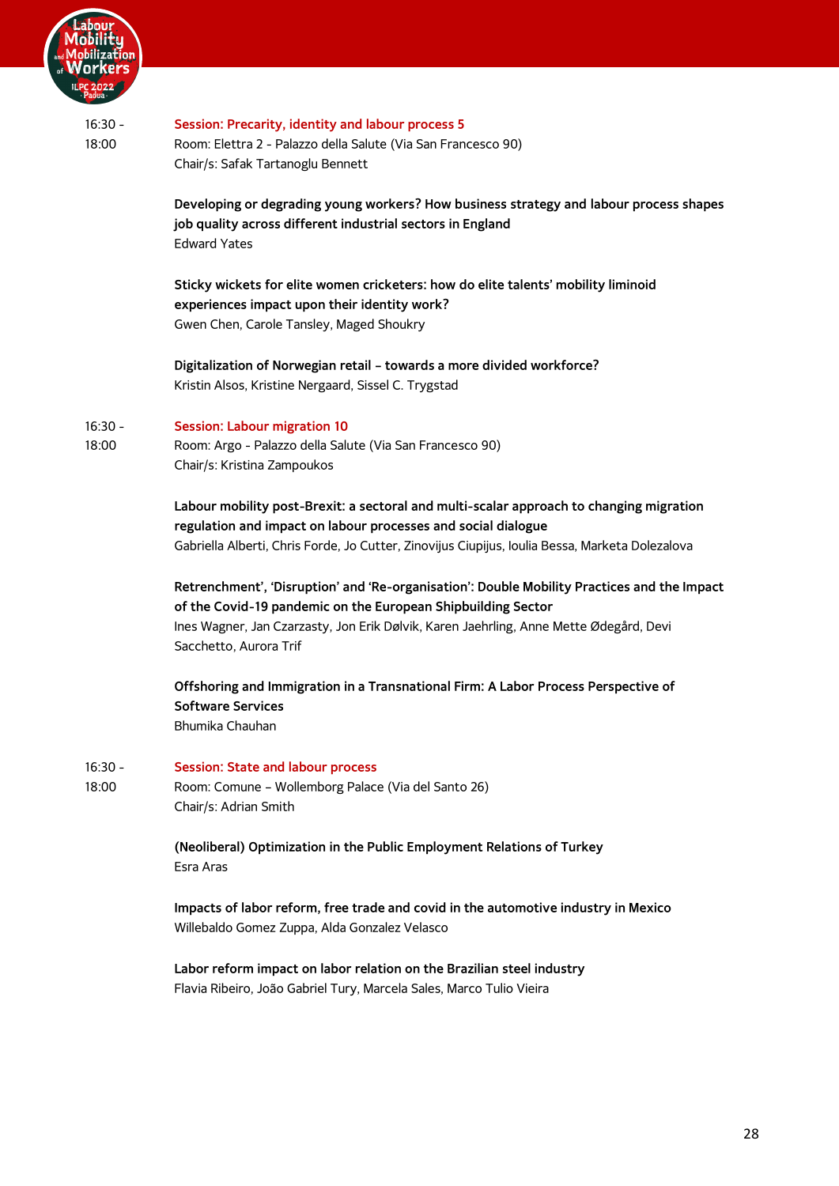16:30 - 18:00

**Session: Precarity, identity and labour process 5**

Room: Elettra 2 - Palazzo della Salute (Via San Francesco 90)
Chair/s: Safak Tartanoglu Bennett

**Developing or degrading young workers? How business strategy and labour process shapes job quality across different industrial sectors in England**
Edward Yates

**Sticky wickets for elite women cricketers: how do elite talents' mobility liminoid experiences impact upon their identity work?**
Gwen Chen, Carole Tansley, Maged Shoukry

**Digitalization of Norwegian retail – towards a more divided workforce?**
Kristin Alsos, Kristine Nergaard, Sissel C. Trygstad

16:30 - 18:00

**Session: Labour migration 10**

Room: Argo - Palazzo della Salute (Via San Francesco 90)
Chair/s: Kristina Zampoukos

**Labour mobility post-Brexit: a sectoral and multi-scalar approach to changing migration regulation and impact on labour processes and social dialogue**
Gabriella Alberti, Chris Forde, Jo Cutter, Zinovijus Ciupijus, Ioulia Bessa, Marketa Dolezalova

**Retrenchment', 'Disruption' and 'Re-organisation': Double Mobility Practices and the Impact of the Covid-19 pandemic on the European Shipbuilding Sector**
Ines Wagner, Jan Czarzasty, Jon Erik Dølvik, Karen Jaehrling, Anne Mette Ødegård, Devi Sacchetto, Aurora Trif

**Offshoring and Immigration in a Transnational Firm: A Labor Process Perspective of Software Services**
Bhumika Chauhan

16:30 - 18:00

**Session: State and labour process**

Room: Comune – Wollemborg Palace (Via del Santo 26)
Chair/s: Adrian Smith

**(Neoliberal) Optimization in the Public Employment Relations of Turkey**
Esra Aras

**Impacts of labor reform, free trade and covid in the automotive industry in Mexico**
Willebaldo Gomez Zuppa, Alda Gonzalez Velasco

**Labor reform impact on labor relation on the Brazilian steel industry**
Flavia Ribeiro, João Gabriel Tury, Marcela Sales, Marco Tulio Vieira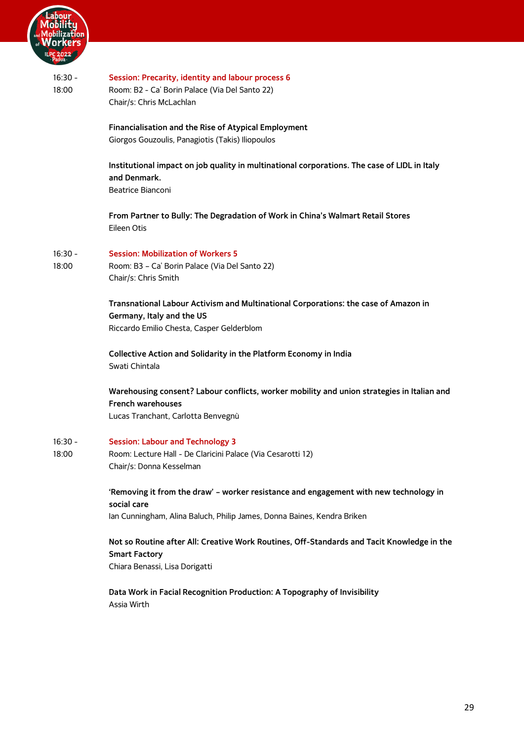16:30 - 18:00

**Session: Precarity, identity and labour process 6**
Room: B2 - Ca' Borin Palace (Via Del Santo 22)
Chair/s: Chris McLachlan

**Financialisation and the Rise of Atypical Employment**
Giorgos Gouzoulis, Panagiotis (Takis) Iliopoulos

**Institutional impact on job quality in multinational corporations. The case of LIDL in Italy and Denmark.**
Beatrice Bianconi

**From Partner to Bully: The Degradation of Work in China's Walmart Retail Stores**
Eileen Otis

16:30 - 18:00

**Session: Mobilization of Workers 5**
Room: B3 – Ca' Borin Palace (Via Del Santo 22)
Chair/s: Chris Smith

**Transnational Labour Activism and Multinational Corporations: the case of Amazon in Germany, Italy and the US**
Riccardo Emilio Chesta, Casper Gelderblom

**Collective Action and Solidarity in the Platform Economy in India**
Swati Chintala

**Warehousing consent? Labour conflicts, worker mobility and union strategies in Italian and French warehouses**
Lucas Tranchant, Carlotta Benvegnù

16:30 - 18:00

**Session: Labour and Technology 3**
Room: Lecture Hall - De Claricini Palace (Via Cesarotti 12)
Chair/s: Donna Kesselman

**'Removing it from the draw' – worker resistance and engagement with new technology in social care**
Ian Cunningham, Alina Baluch, Philip James, Donna Baines, Kendra Briken

**Not so Routine after All: Creative Work Routines, Off-Standards and Tacit Knowledge in the Smart Factory**
Chiara Benassi, Lisa Dorigatti

**Data Work in Facial Recognition Production: A Topography of Invisibility**
Assia Wirth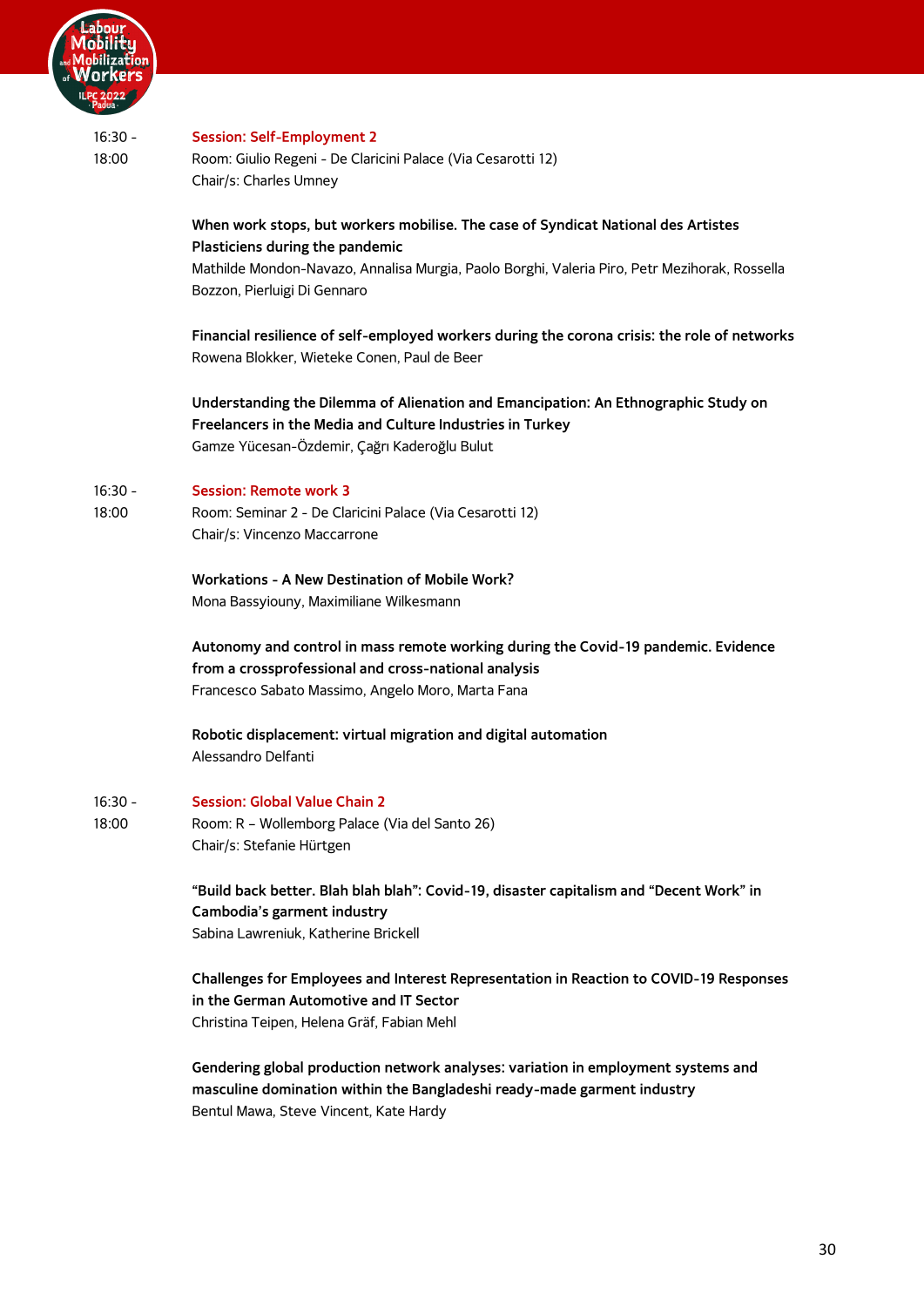16:30 - 18:00

**Session: Self-Employment 2**
Room: Giulio Regeni - De Claricini Palace (Via Cesarotti 12)
Chair/s: Charles Umney

**When work stops, but workers mobilise. The case of Syndicat National des Artistes Plasticiens during the pandemic**
Mathilde Mondon-Navazo, Annalisa Murgia, Paolo Borghi, Valeria Piro, Petr Mezihorak, Rossella Bozzon, Pierluigi Di Gennaro

**Financial resilience of self-employed workers during the corona crisis: the role of networks**
Rowena Blokker, Wieteke Conen, Paul de Beer

**Understanding the Dilemma of Alienation and Emancipation: An Ethnographic Study on Freelancers in the Media and Culture Industries in Turkey**
Gamze Yücesan-Özdemir, Çağrı Kaderoğlu Bulut

16:30 - 18:00

**Session: Remote work 3**
Room: Seminar 2 - De Claricini Palace (Via Cesarotti 12)
Chair/s: Vincenzo Maccarrone

**Workations - A New Destination of Mobile Work?**
Mona Bassyiouny, Maximiliane Wilkesmann

**Autonomy and control in mass remote working during the Covid-19 pandemic. Evidence from a crossprofessional and cross-national analysis**
Francesco Sabato Massimo, Angelo Moro, Marta Fana

**Robotic displacement: virtual migration and digital automation**
Alessandro Delfanti

16:30 - 18:00

**Session: Global Value Chain 2**
Room: R – Wollemborg Palace (Via del Santo 26)
Chair/s: Stefanie Hürtgen

**"Build back better. Blah blah blah": Covid-19, disaster capitalism and "Decent Work" in Cambodia's garment industry**
Sabina Lawreniuk, Katherine Brickell

**Challenges for Employees and Interest Representation in Reaction to COVID-19 Responses in the German Automotive and IT Sector**
Christina Teipen, Helena Gräf, Fabian Mehl

**Gendering global production network analyses: variation in employment systems and masculine domination within the Bangladeshi ready-made garment industry**
Bentul Mawa, Steve Vincent, Kate Hardy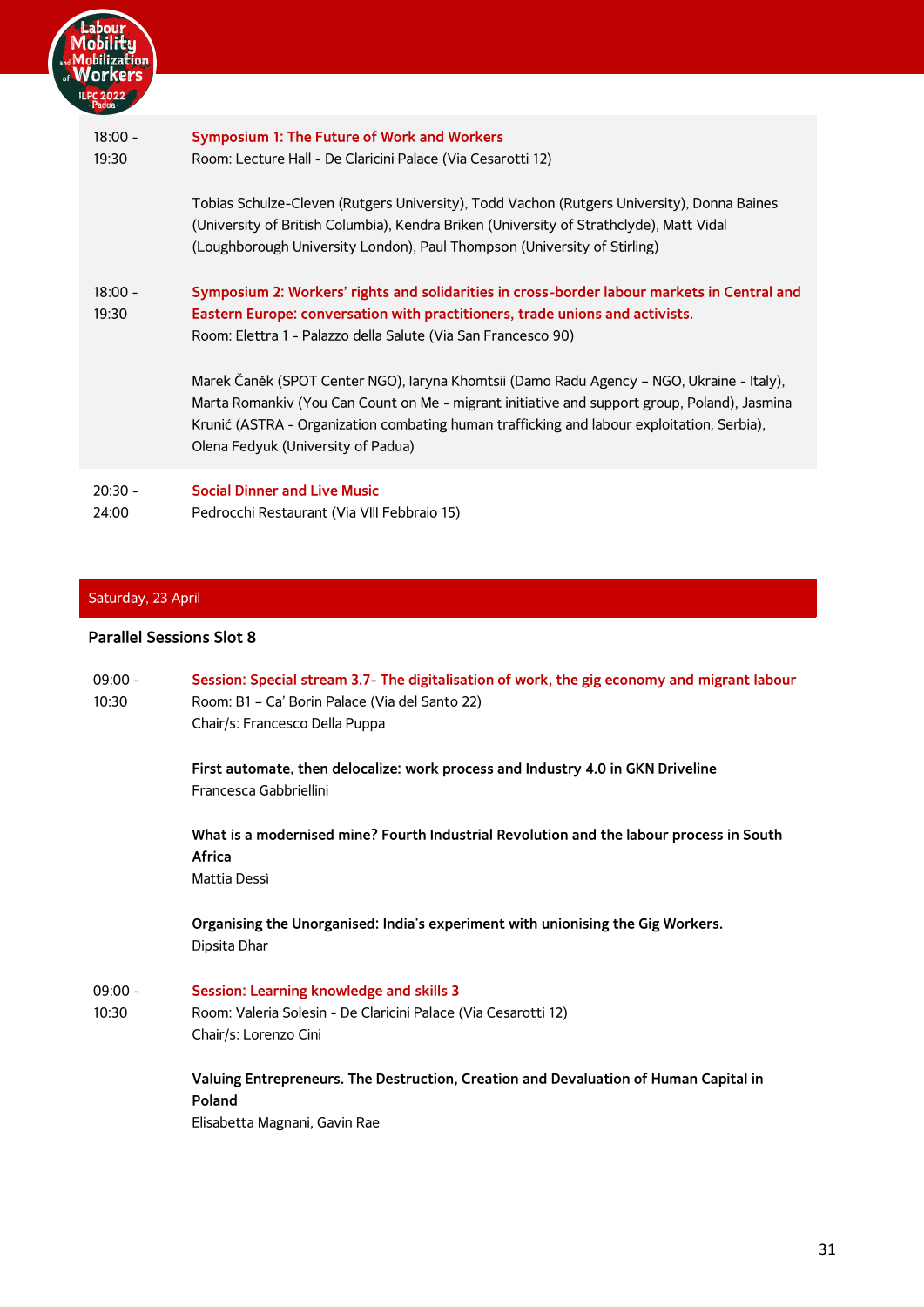18:00 - 19:30

**Symposium 1: The Future of Work and Workers**
Room: Lecture Hall - De Claricini Palace (Via Cesarotti 12)

Tobias Schulze-Cleven (Rutgers University), Todd Vachon (Rutgers University), Donna Baines (University of British Columbia), Kendra Briken (University of Strathclyde), Matt Vidal (Loughborough University London), Paul Thompson (University of Stirling)

18:00 - 19:30

**Symposium 2: Workers' rights and solidarities in cross-border labour markets in Central and Eastern Europe: conversation with practitioners, trade unions and activists.**
Room: Elettra 1 - Palazzo della Salute (Via San Francesco 90)

Marek Čaněk (SPOT Center NGO), Iaryna Khomtsii (Damo Radu Agency – NGO, Ukraine - Italy), Marta Romankiv (You Can Count on Me - migrant initiative and support group, Poland), Jasmina Krunić (ASTRA - Organization combating human trafficking and labour exploitation, Serbia), Olena Fedyuk (University of Padua)

20:30 - 24:00

**Social Dinner and Live Music**
Pedrocchi Restaurant (Via VIII Febbraio 15)

## Saturday, 23 April

### Parallel Sessions Slot 8

09:00 - 10:30

**Session: Special stream 3.7- The digitalisation of work, the gig economy and migrant labour**
Room: B1 – Ca' Borin Palace (Via del Santo 22)
Chair/s: Francesco Della Puppa

**First automate, then delocalize: work process and Industry 4.0 in GKN Driveline**
Francesca Gabbriellini

**What is a modernised mine? Fourth Industrial Revolution and the labour process in South Africa**
Mattia Dessì

**Organising the Unorganised: India's experiment with unionising the Gig Workers.**
Dipsita Dhar

09:00 - 10:30

**Session: Learning knowledge and skills 3**
Room: Valeria Solesin - De Claricini Palace (Via Cesarotti 12)
Chair/s: Lorenzo Cini

**Valuing Entrepreneurs. The Destruction, Creation and Devaluation of Human Capital in Poland**
Elisabetta Magnani, Gavin Rae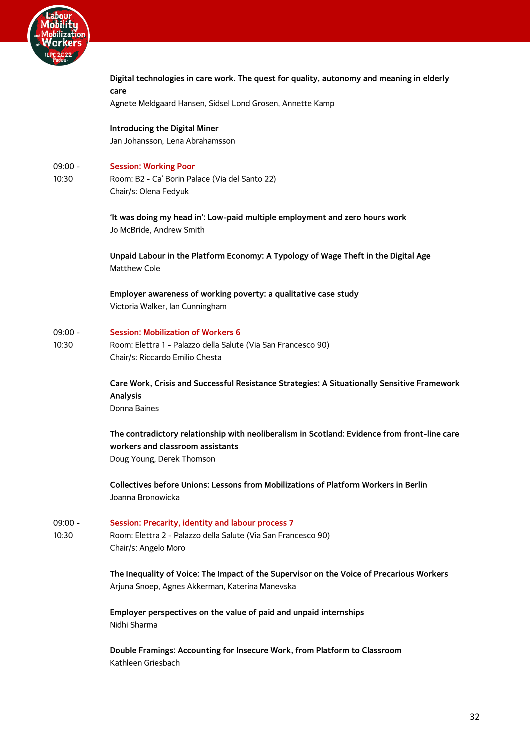**Digital technologies in care work. The quest for quality, autonomy and meaning in elderly care**
Agnete Meldgaard Hansen, Sidsel Lond Grosen, Annette Kamp

**Introducing the Digital Miner**
Jan Johansson, Lena Abrahamsson

09:00 - 10:30 **Session: Working Poor**
Room: B2 - Ca' Borin Palace (Via del Santo 22)
Chair/s: Olena Fedyuk

**'It was doing my head in': Low-paid multiple employment and zero hours work**
Jo McBride, Andrew Smith

**Unpaid Labour in the Platform Economy: A Typology of Wage Theft in the Digital Age**
Matthew Cole

**Employer awareness of working poverty: a qualitative case study**
Victoria Walker, Ian Cunningham

09:00 - 10:30 **Session: Mobilization of Workers 6**
Room: Elettra 1 - Palazzo della Salute (Via San Francesco 90)
Chair/s: Riccardo Emilio Chesta

**Care Work, Crisis and Successful Resistance Strategies: A Situationally Sensitive Framework Analysis**
Donna Baines

**The contradictory relationship with neoliberalism in Scotland: Evidence from front-line care workers and classroom assistants**
Doug Young, Derek Thomson

**Collectives before Unions: Lessons from Mobilizations of Platform Workers in Berlin**
Joanna Bronowicka

09:00 - 10:30 **Session: Precarity, identity and labour process 7**
Room: Elettra 2 - Palazzo della Salute (Via San Francesco 90)
Chair/s: Angelo Moro

**The Inequality of Voice: The Impact of the Supervisor on the Voice of Precarious Workers**
Arjuna Snoep, Agnes Akkerman, Katerina Manevska

**Employer perspectives on the value of paid and unpaid internships**
Nidhi Sharma

**Double Framings: Accounting for Insecure Work, from Platform to Classroom**
Kathleen Griesbach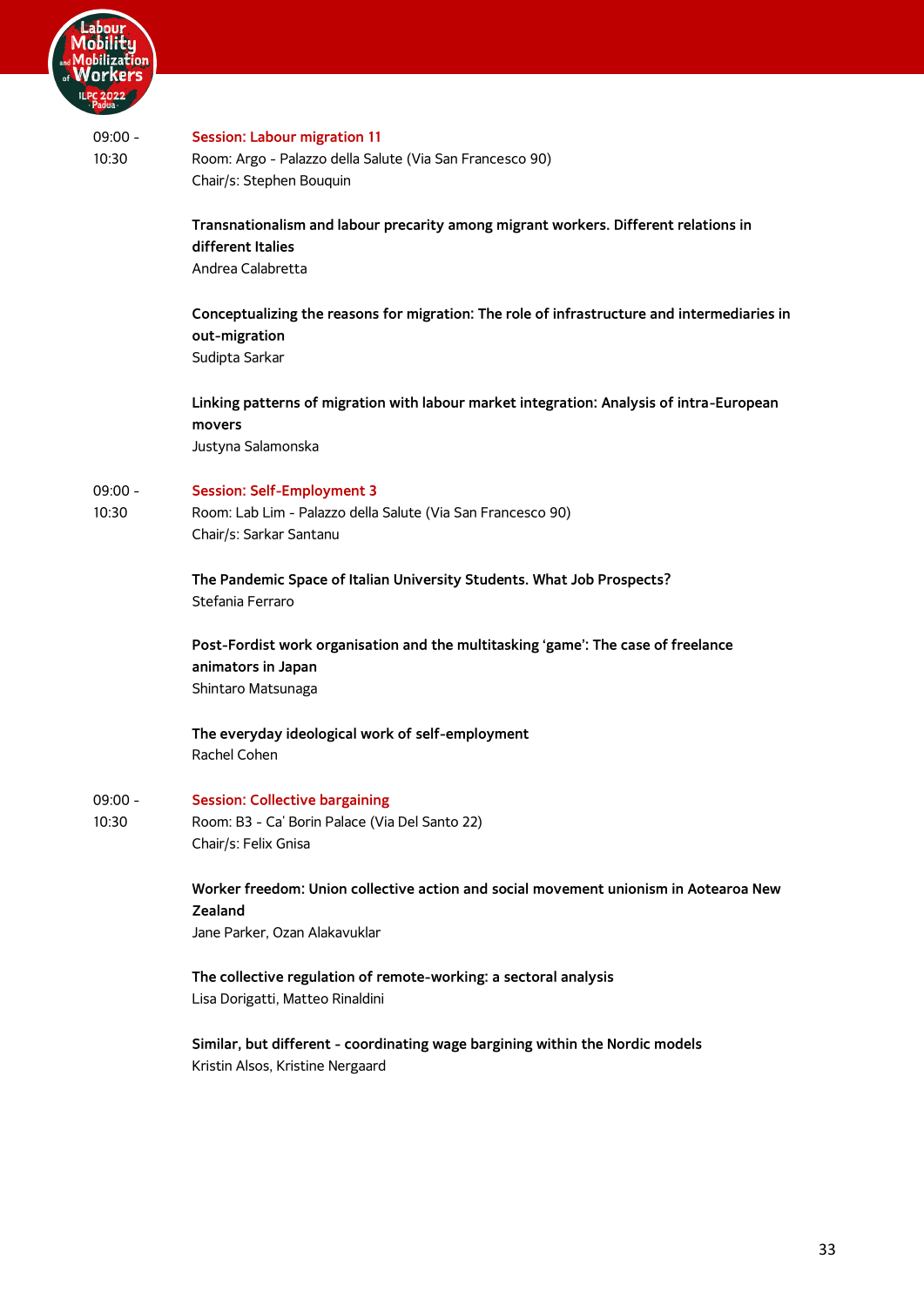09:00 - 10:30

**Session: Labour migration 11**
Room: Argo - Palazzo della Salute (Via San Francesco 90)
Chair/s: Stephen Bouquin

**Transnationalism and labour precarity among migrant workers. Different relations in different Italies**
Andrea Calabretta

**Conceptualizing the reasons for migration: The role of infrastructure and intermediaries in out-migration**
Sudipta Sarkar

**Linking patterns of migration with labour market integration: Analysis of intra-European movers**
Justyna Salamonska

09:00 - 10:30

**Session: Self-Employment 3**
Room: Lab Lim - Palazzo della Salute (Via San Francesco 90)
Chair/s: Sarkar Santanu

**The Pandemic Space of Italian University Students. What Job Prospects?**
Stefania Ferraro

**Post-Fordist work organisation and the multitasking 'game': The case of freelance animators in Japan**
Shintaro Matsunaga

**The everyday ideological work of self-employment**
Rachel Cohen

09:00 - 10:30

**Session: Collective bargaining**
Room: B3 - Ca' Borin Palace (Via Del Santo 22)
Chair/s: Felix Gnisa

**Worker freedom: Union collective action and social movement unionism in Aotearoa New Zealand**
Jane Parker, Ozan Alakavuklar

**The collective regulation of remote-working: a sectoral analysis**
Lisa Dorigatti, Matteo Rinaldini

**Similar, but different - coordinating wage bargining within the Nordic models**
Kristin Alsos, Kristine Nergaard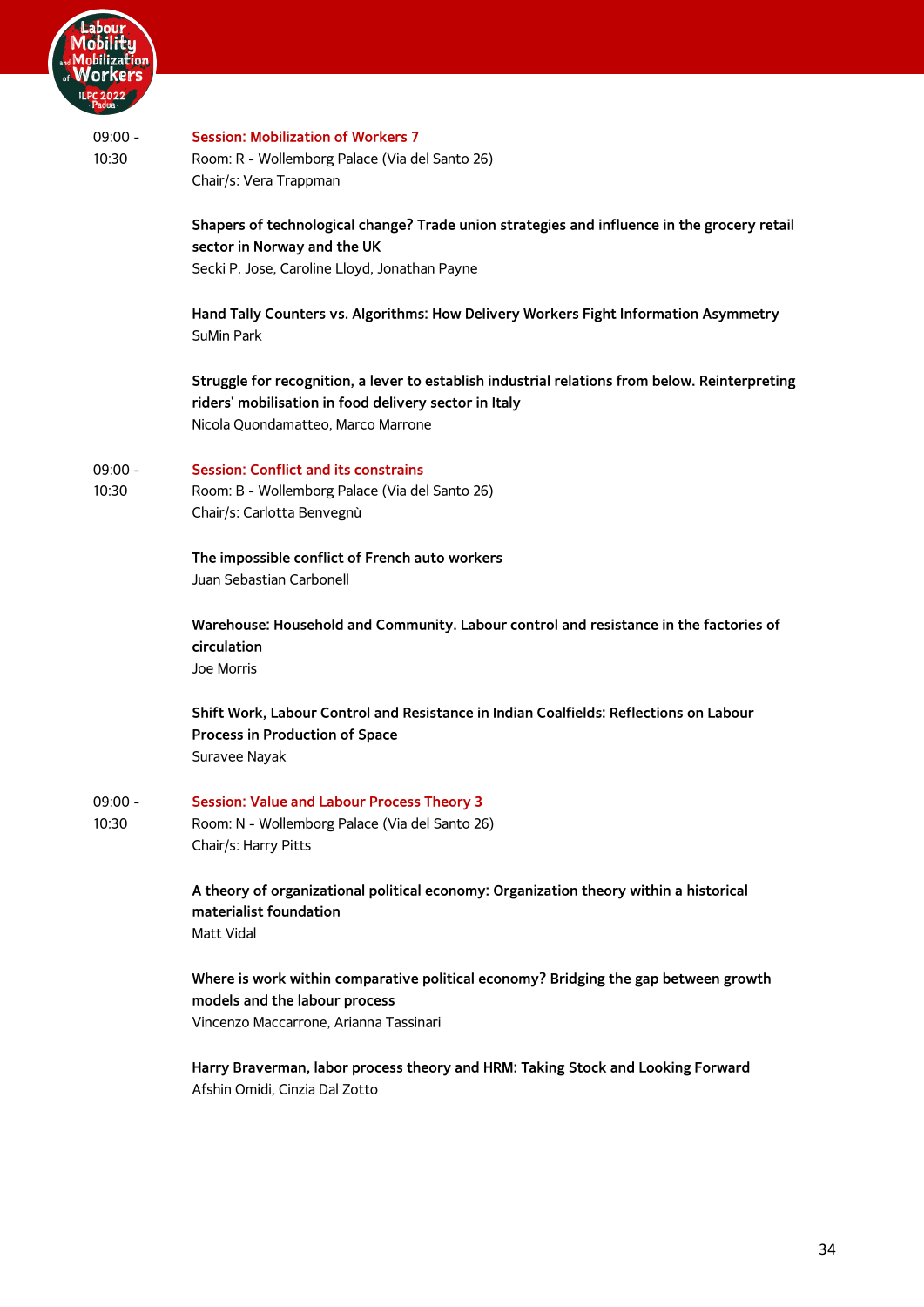09:00 - 10:30

**Session: Mobilization of Workers 7**
Room: R - Wollemborg Palace (Via del Santo 26)
Chair/s: Vera Trappman

**Shapers of technological change? Trade union strategies and influence in the grocery retail sector in Norway and the UK**
Secki P. Jose, Caroline Lloyd, Jonathan Payne

**Hand Tally Counters vs. Algorithms: How Delivery Workers Fight Information Asymmetry**
SuMin Park

**Struggle for recognition, a lever to establish industrial relations from below. Reinterpreting riders' mobilisation in food delivery sector in Italy**
Nicola Quondamatteo, Marco Marrone

09:00 - 10:30

**Session: Conflict and its constrains**
Room: B - Wollemborg Palace (Via del Santo 26)
Chair/s: Carlotta Benvegnù

**The impossible conflict of French auto workers**
Juan Sebastian Carbonell

**Warehouse: Household and Community. Labour control and resistance in the factories of circulation**
Joe Morris

**Shift Work, Labour Control and Resistance in Indian Coalfields: Reflections on Labour Process in Production of Space**
Suravee Nayak

09:00 - 10:30

**Session: Value and Labour Process Theory 3**
Room: N - Wollemborg Palace (Via del Santo 26)
Chair/s: Harry Pitts

**A theory of organizational political economy: Organization theory within a historical materialist foundation**
Matt Vidal

**Where is work within comparative political economy? Bridging the gap between growth models and the labour process**
Vincenzo Maccarrone, Arianna Tassinari

**Harry Braverman, labor process theory and HRM: Taking Stock and Looking Forward**
Afshin Omidi, Cinzia Dal Zotto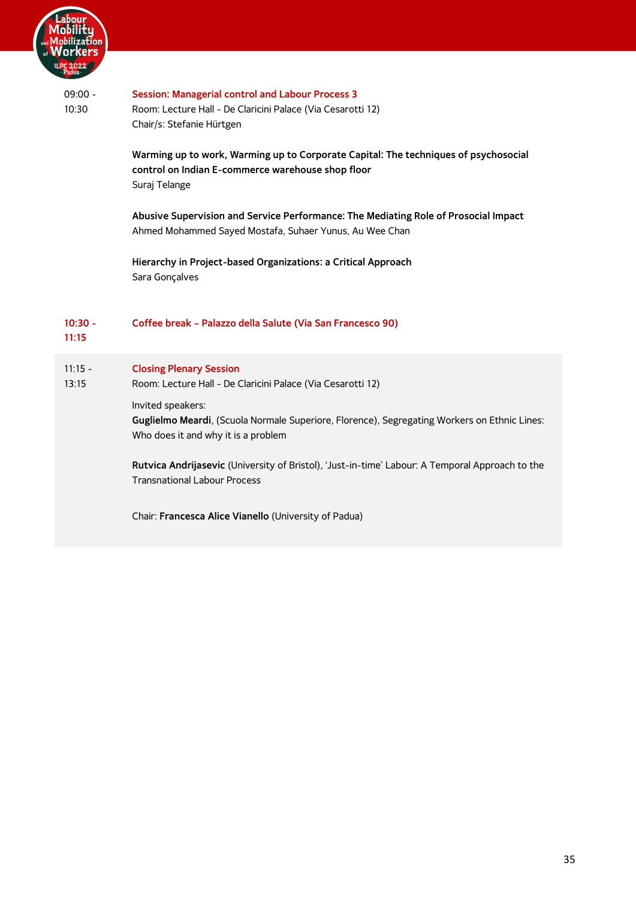09:00 - 10:30

## Session: Managerial control and Labour Process 3

Room: Lecture Hall - De Claricini Palace (Via Cesarotti 12)
Chair/s: Stefanie Hürtgen

**Warming up to work, Warming up to Corporate Capital: The techniques of psychosocial control on Indian E-commerce warehouse shop floor**
Suraj Telange

**Abusive Supervision and Service Performance: The Mediating Role of Prosocial Impact**
Ahmed Mohammed Sayed Mostafa, Suhaer Yunus, Au Wee Chan

**Hierarchy in Project-based Organizations: a Critical Approach**
Sara Gonçalves

10:30 - 11:15

## Coffee break – Palazzo della Salute (Via San Francesco 90)

11:15 - 13:15

## Closing Plenary Session

Room: Lecture Hall - De Claricini Palace (Via Cesarotti 12)

Invited speakers:
**Guglielmo Meardi**, (Scuola Normale Superiore, Florence), Segregating Workers on Ethnic Lines: Who does it and why it is a problem

**Rutvica Andrijasevic** (University of Bristol), 'Just-in-time' Labour: A Temporal Approach to the Transnational Labour Process

Chair: **Francesca Alice Vianello** (University of Padua)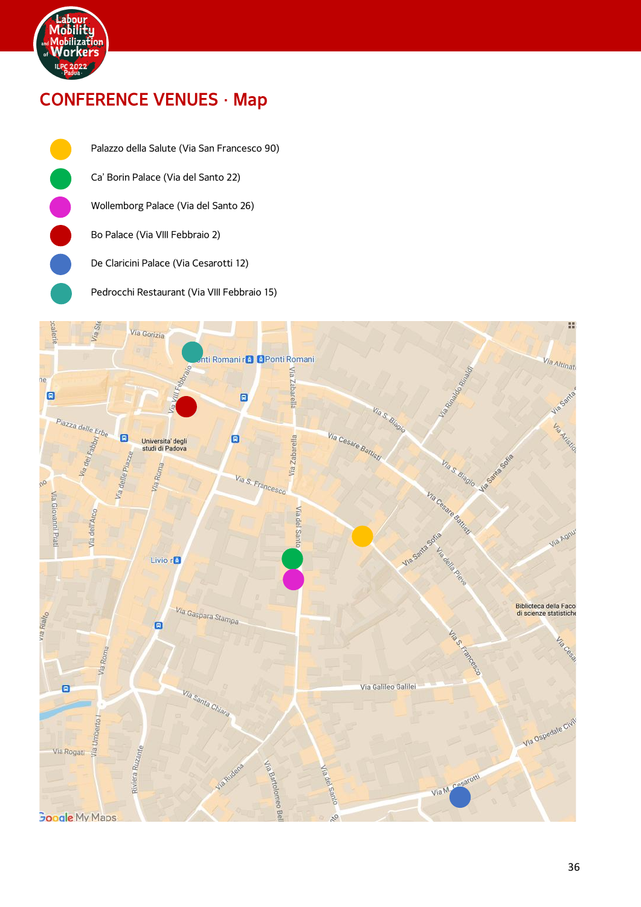# CONFERENCE VENUES · Map

- Palazzo della Salute (Via San Francesco 90)
- Ca' Borin Palace (Via del Santo 22)
- Wollemborg Palace (Via del Santo 26)
- Bo Palace (Via VIII Febbraio 2)
- De Claricini Palace (Via Cesarotti 12)
- Pedrocchi Restaurant (Via VIII Febbraio 15)